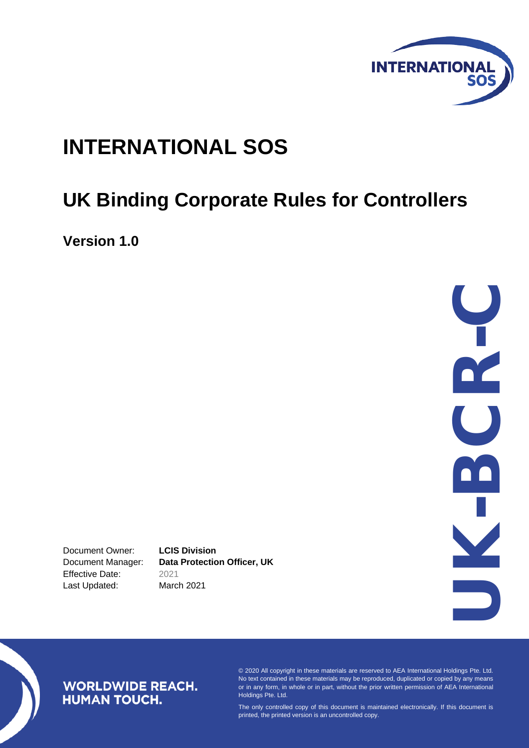# INTERNATIONAL SOS

## UK Binding Corporate Rules for Controllers

**Version 1.0**

UK-BCR-C

| | |
|---|---|
| Document Owner: | **LCIS Division** |
| Document Manager: | **Data Protection Officer, UK** |
| Effective Date: | 2021 |
| Last Updated: | March 2021 |

**WORLDWIDE REACH. HUMAN TOUCH.**

© 2020 All copyright in these materials are reserved to AEA International Holdings Pte. Ltd. No text contained in these materials may be reproduced, duplicated or copied by any means or in any form, in whole or in part, without the prior written permission of AEA International Holdings Pte. Ltd.

The only controlled copy of this document is maintained electronically. If this document is printed, the printed version is an uncontrolled copy.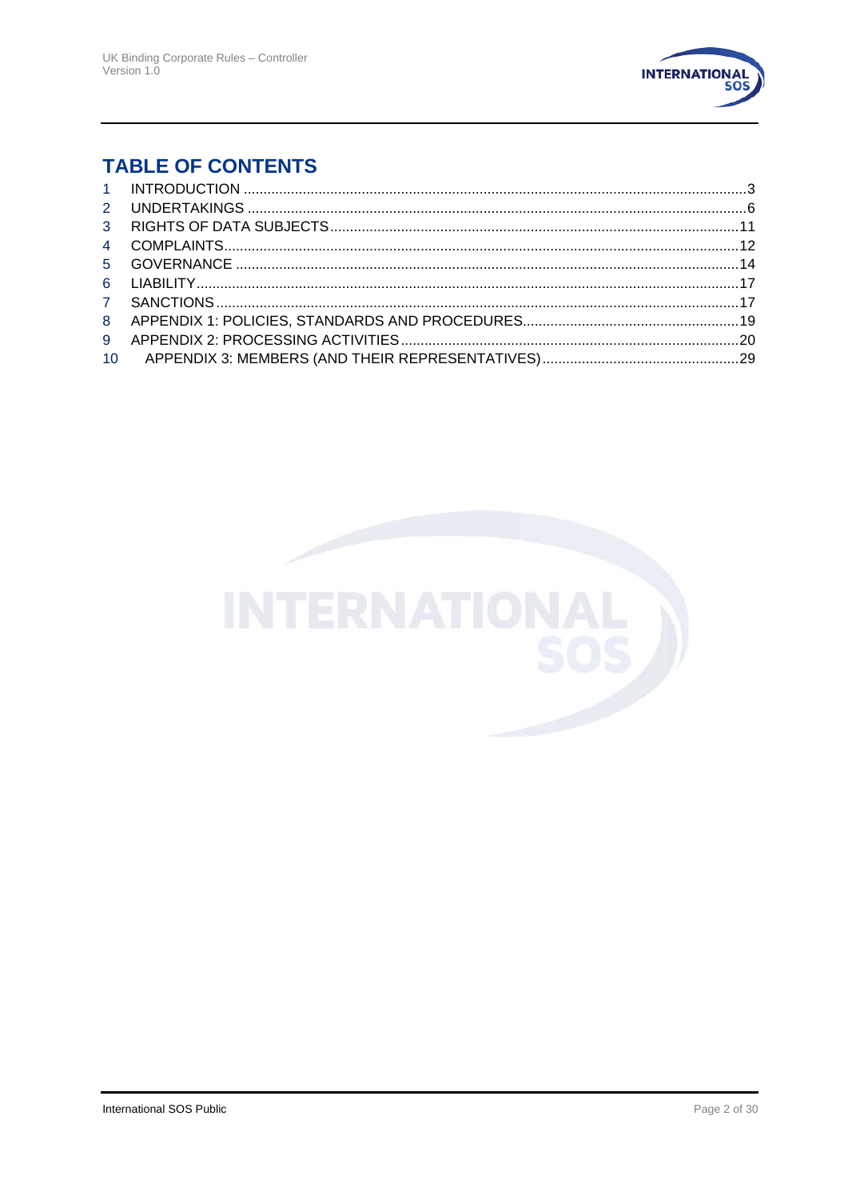## TABLE OF CONTENTS

1 INTRODUCTION .....3
2 UNDERTAKINGS .....6
3 RIGHTS OF DATA SUBJECTS .....11
4 COMPLAINTS .....12
5 GOVERNANCE .....14
6 LIABILITY .....17
7 SANCTIONS .....17
8 APPENDIX 1: POLICIES, STANDARDS AND PROCEDURES .....19
9 APPENDIX 2: PROCESSING ACTIVITIES .....20
10 APPENDIX 3: MEMBERS (AND THEIR REPRESENTATIVES) .....29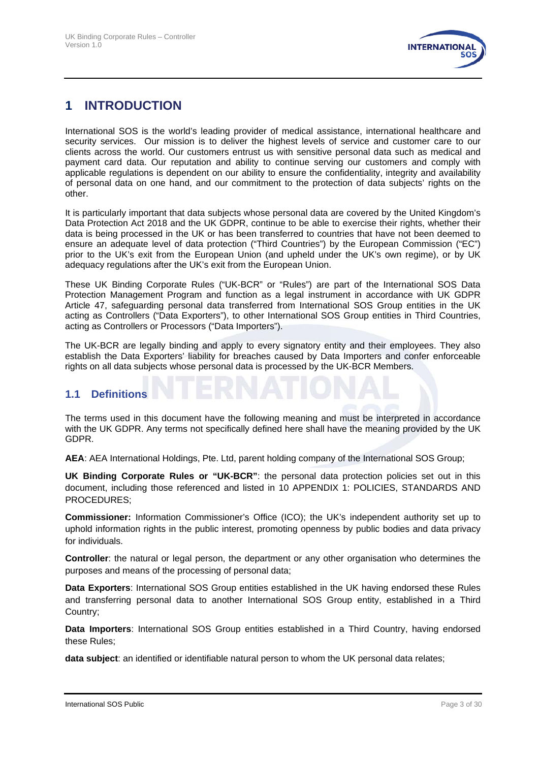# 1 INTRODUCTION

International SOS is the world's leading provider of medical assistance, international healthcare and security services. Our mission is to deliver the highest levels of service and customer care to our clients across the world. Our customers entrust us with sensitive personal data such as medical and payment card data. Our reputation and ability to continue serving our customers and comply with applicable regulations is dependent on our ability to ensure the confidentiality, integrity and availability of personal data on one hand, and our commitment to the protection of data subjects' rights on the other.

It is particularly important that data subjects whose personal data are covered by the United Kingdom's Data Protection Act 2018 and the UK GDPR, continue to be able to exercise their rights, whether their data is being processed in the UK or has been transferred to countries that have not been deemed to ensure an adequate level of data protection ("Third Countries") by the European Commission ("EC") prior to the UK's exit from the European Union (and upheld under the UK's own regime), or by UK adequacy regulations after the UK's exit from the European Union.

These UK Binding Corporate Rules ("UK-BCR" or "Rules") are part of the International SOS Data Protection Management Program and function as a legal instrument in accordance with UK GDPR Article 47, safeguarding personal data transferred from International SOS Group entities in the UK acting as Controllers ("Data Exporters"), to other International SOS Group entities in Third Countries, acting as Controllers or Processors ("Data Importers").

The UK-BCR are legally binding and apply to every signatory entity and their employees. They also establish the Data Exporters' liability for breaches caused by Data Importers and confer enforceable rights on all data subjects whose personal data is processed by the UK-BCR Members.

## 1.1 Definitions

The terms used in this document have the following meaning and must be interpreted in accordance with the UK GDPR. Any terms not specifically defined here shall have the meaning provided by the UK GDPR.

**AEA**: AEA International Holdings, Pte. Ltd, parent holding company of the International SOS Group;

**UK Binding Corporate Rules or "UK-BCR"**: the personal data protection policies set out in this document, including those referenced and listed in 10 APPENDIX 1: POLICIES, STANDARDS AND PROCEDURES;

**Commissioner:** Information Commissioner's Office (ICO); the UK's independent authority set up to uphold information rights in the public interest, promoting openness by public bodies and data privacy for individuals.

**Controller**: the natural or legal person, the department or any other organisation who determines the purposes and means of the processing of personal data;

**Data Exporters**: International SOS Group entities established in the UK having endorsed these Rules and transferring personal data to another International SOS Group entity, established in a Third Country;

**Data Importers**: International SOS Group entities established in a Third Country, having endorsed these Rules;

**data subject**: an identified or identifiable natural person to whom the UK personal data relates;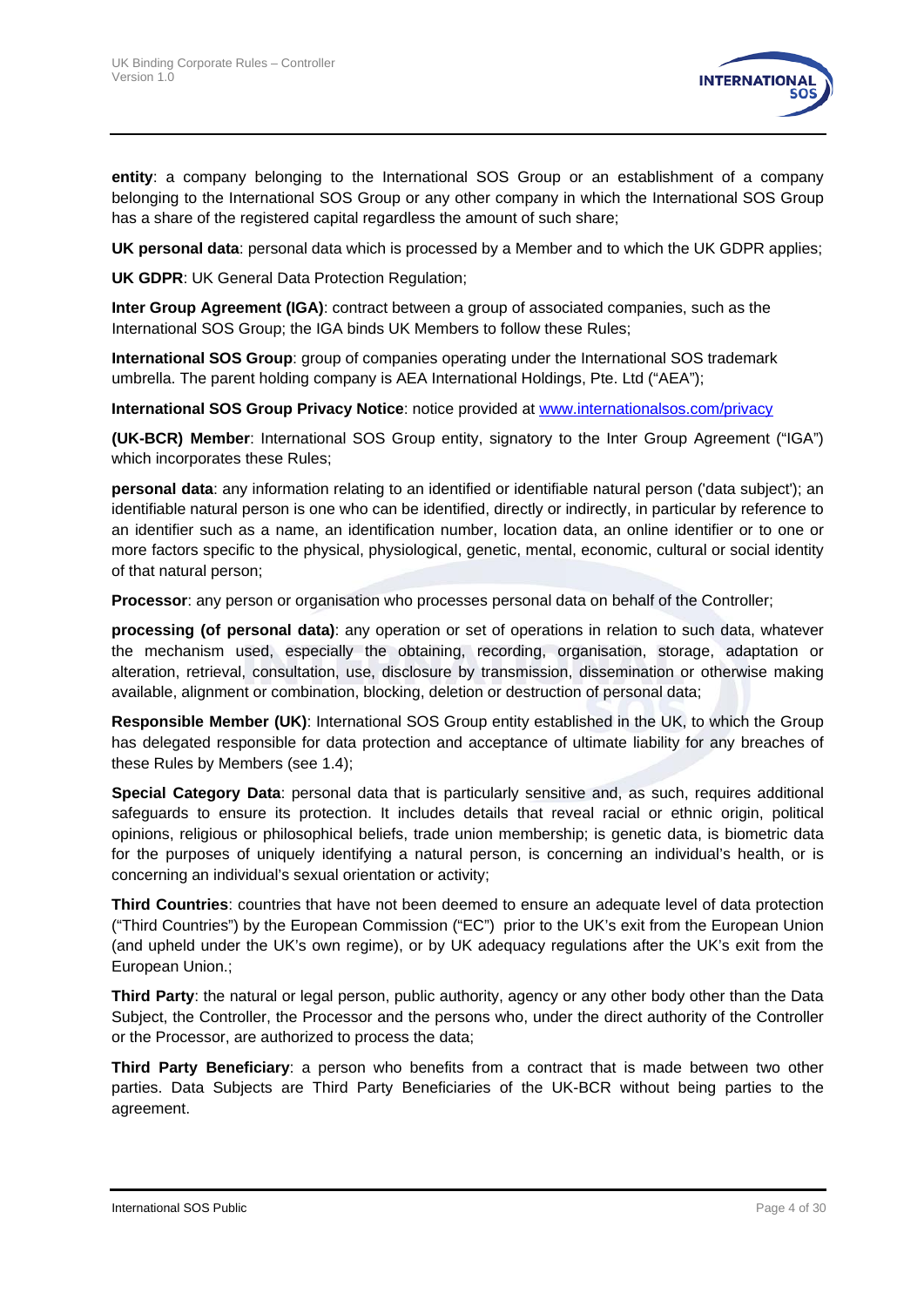**entity**: a company belonging to the International SOS Group or an establishment of a company belonging to the International SOS Group or any other company in which the International SOS Group has a share of the registered capital regardless the amount of such share;

**UK personal data**: personal data which is processed by a Member and to which the UK GDPR applies;

**UK GDPR**: UK General Data Protection Regulation;

**Inter Group Agreement (IGA)**: contract between a group of associated companies, such as the International SOS Group; the IGA binds UK Members to follow these Rules;

**International SOS Group**: group of companies operating under the International SOS trademark umbrella. The parent holding company is AEA International Holdings, Pte. Ltd ("AEA");

**International SOS Group Privacy Notice**: notice provided at [www.internationalsos.com/privacy](www.internationalsos.com/privacy)

**(UK-BCR) Member**: International SOS Group entity, signatory to the Inter Group Agreement ("IGA") which incorporates these Rules;

**personal data**: any information relating to an identified or identifiable natural person ('data subject'); an identifiable natural person is one who can be identified, directly or indirectly, in particular by reference to an identifier such as a name, an identification number, location data, an online identifier or to one or more factors specific to the physical, physiological, genetic, mental, economic, cultural or social identity of that natural person;

**Processor**: any person or organisation who processes personal data on behalf of the Controller;

**processing (of personal data)**: any operation or set of operations in relation to such data, whatever the mechanism used, especially the obtaining, recording, organisation, storage, adaptation or alteration, retrieval, consultation, use, disclosure by transmission, dissemination or otherwise making available, alignment or combination, blocking, deletion or destruction of personal data;

**Responsible Member (UK)**: International SOS Group entity established in the UK, to which the Group has delegated responsible for data protection and acceptance of ultimate liability for any breaches of these Rules by Members (see 1.4);

**Special Category Data**: personal data that is particularly sensitive and, as such, requires additional safeguards to ensure its protection. It includes details that reveal racial or ethnic origin, political opinions, religious or philosophical beliefs, trade union membership; is genetic data, is biometric data for the purposes of uniquely identifying a natural person, is concerning an individual's health, or is concerning an individual's sexual orientation or activity;

**Third Countries**: countries that have not been deemed to ensure an adequate level of data protection ("Third Countries") by the European Commission ("EC") prior to the UK's exit from the European Union (and upheld under the UK's own regime), or by UK adequacy regulations after the UK's exit from the European Union.;

**Third Party**: the natural or legal person, public authority, agency or any other body other than the Data Subject, the Controller, the Processor and the persons who, under the direct authority of the Controller or the Processor, are authorized to process the data;

**Third Party Beneficiary**: a person who benefits from a contract that is made between two other parties. Data Subjects are Third Party Beneficiaries of the UK-BCR without being parties to the agreement.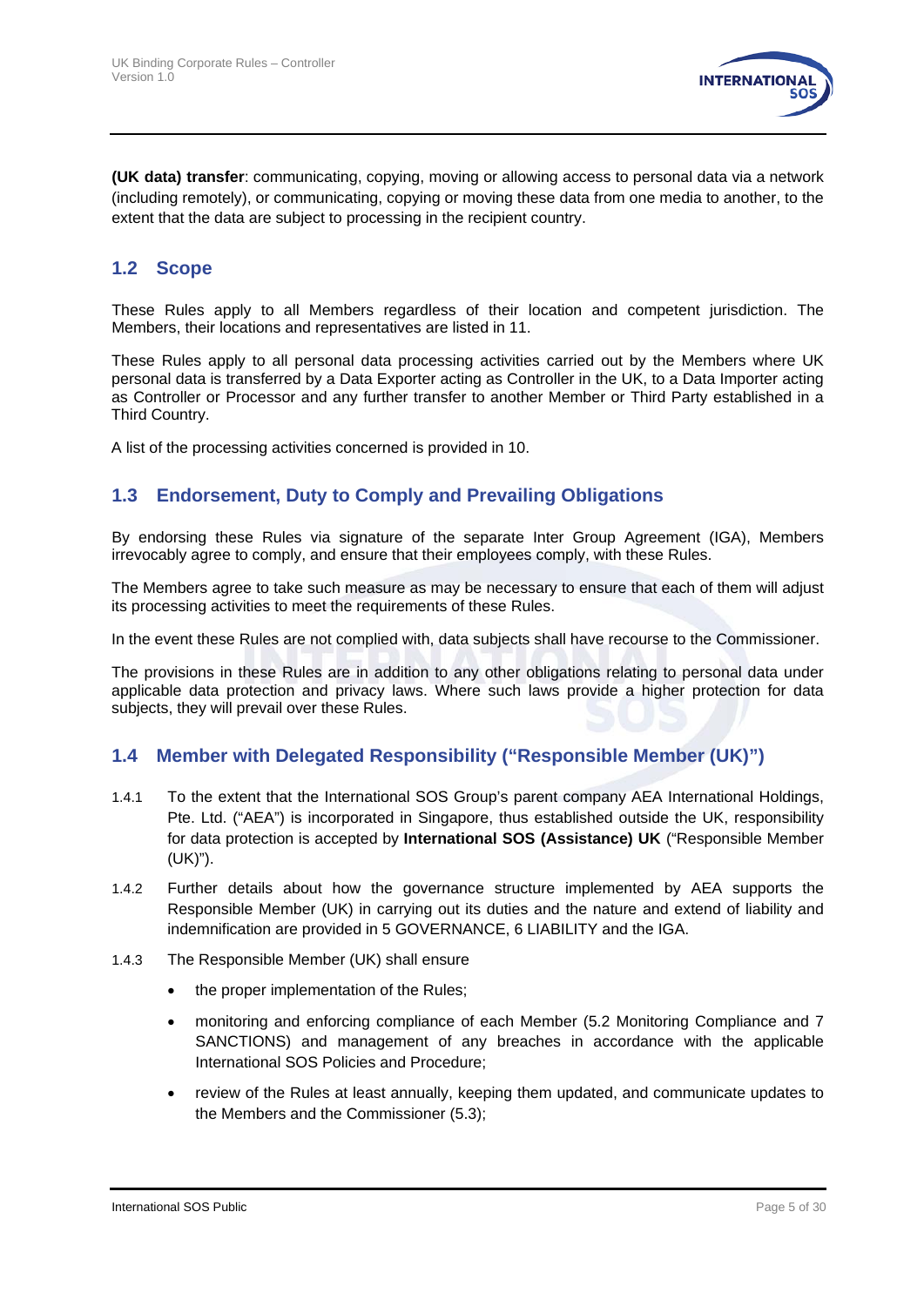**(UK data) transfer**: communicating, copying, moving or allowing access to personal data via a network (including remotely), or communicating, copying or moving these data from one media to another, to the extent that the data are subject to processing in the recipient country.

## 1.2 Scope

These Rules apply to all Members regardless of their location and competent jurisdiction. The Members, their locations and representatives are listed in 11.

These Rules apply to all personal data processing activities carried out by the Members where UK personal data is transferred by a Data Exporter acting as Controller in the UK, to a Data Importer acting as Controller or Processor and any further transfer to another Member or Third Party established in a Third Country.

A list of the processing activities concerned is provided in 10.

## 1.3 Endorsement, Duty to Comply and Prevailing Obligations

By endorsing these Rules via signature of the separate Inter Group Agreement (IGA), Members irrevocably agree to comply, and ensure that their employees comply, with these Rules.

The Members agree to take such measure as may be necessary to ensure that each of them will adjust its processing activities to meet the requirements of these Rules.

In the event these Rules are not complied with, data subjects shall have recourse to the Commissioner.

The provisions in these Rules are in addition to any other obligations relating to personal data under applicable data protection and privacy laws. Where such laws provide a higher protection for data subjects, they will prevail over these Rules.

## 1.4 Member with Delegated Responsibility ("Responsible Member (UK)")

1.4.1 To the extent that the International SOS Group's parent company AEA International Holdings, Pte. Ltd. ("AEA") is incorporated in Singapore, thus established outside the UK, responsibility for data protection is accepted by **International SOS (Assistance) UK** ("Responsible Member (UK)").

1.4.2 Further details about how the governance structure implemented by AEA supports the Responsible Member (UK) in carrying out its duties and the nature and extend of liability and indemnification are provided in 5 GOVERNANCE, 6 LIABILITY and the IGA.

1.4.3 The Responsible Member (UK) shall ensure

- the proper implementation of the Rules;
- monitoring and enforcing compliance of each Member (5.2 Monitoring Compliance and 7 SANCTIONS) and management of any breaches in accordance with the applicable International SOS Policies and Procedure;
- review of the Rules at least annually, keeping them updated, and communicate updates to the Members and the Commissioner (5.3);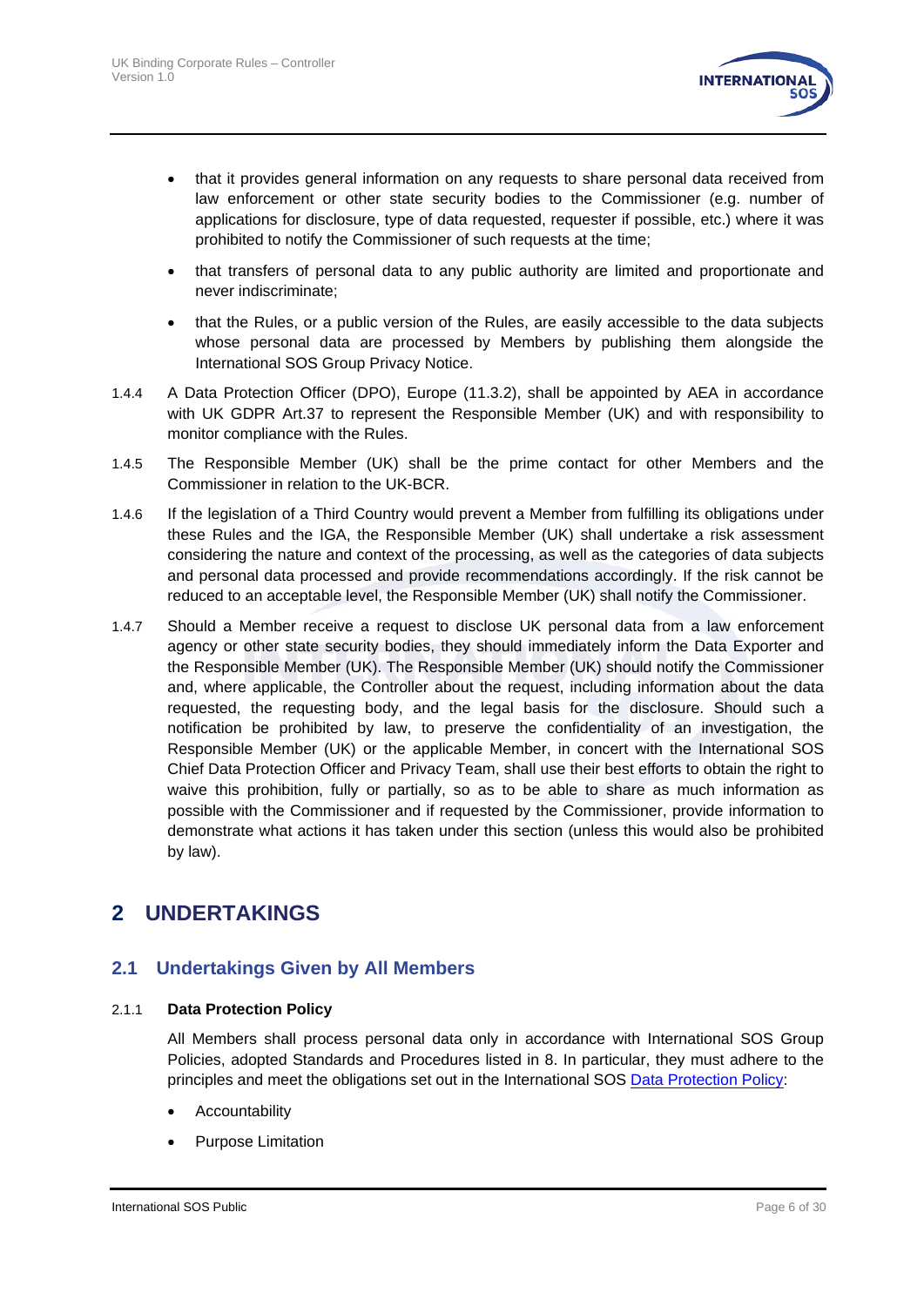- that it provides general information on any requests to share personal data received from law enforcement or other state security bodies to the Commissioner (e.g. number of applications for disclosure, type of data requested, requester if possible, etc.) where it was prohibited to notify the Commissioner of such requests at the time;
- that transfers of personal data to any public authority are limited and proportionate and never indiscriminate;
- that the Rules, or a public version of the Rules, are easily accessible to the data subjects whose personal data are processed by Members by publishing them alongside the International SOS Group Privacy Notice.

1.4.4 A Data Protection Officer (DPO), Europe (11.3.2), shall be appointed by AEA in accordance with UK GDPR Art.37 to represent the Responsible Member (UK) and with responsibility to monitor compliance with the Rules.

1.4.5 The Responsible Member (UK) shall be the prime contact for other Members and the Commissioner in relation to the UK-BCR.

1.4.6 If the legislation of a Third Country would prevent a Member from fulfilling its obligations under these Rules and the IGA, the Responsible Member (UK) shall undertake a risk assessment considering the nature and context of the processing, as well as the categories of data subjects and personal data processed and provide recommendations accordingly. If the risk cannot be reduced to an acceptable level, the Responsible Member (UK) shall notify the Commissioner.

1.4.7 Should a Member receive a request to disclose UK personal data from a law enforcement agency or other state security bodies, they should immediately inform the Data Exporter and the Responsible Member (UK). The Responsible Member (UK) should notify the Commissioner and, where applicable, the Controller about the request, including information about the data requested, the requesting body, and the legal basis for the disclosure. Should such a notification be prohibited by law, to preserve the confidentiality of an investigation, the Responsible Member (UK) or the applicable Member, in concert with the International SOS Chief Data Protection Officer and Privacy Team, shall use their best efforts to obtain the right to waive this prohibition, fully or partially, so as to be able to share as much information as possible with the Commissioner and if requested by the Commissioner, provide information to demonstrate what actions it has taken under this section (unless this would also be prohibited by law).

# 2 UNDERTAKINGS

## 2.1 Undertakings Given by All Members

### 2.1.1 Data Protection Policy

All Members shall process personal data only in accordance with International SOS Group Policies, adopted Standards and Procedures listed in 8. In particular, they must adhere to the principles and meet the obligations set out in the International SOS Data Protection Policy:

- Accountability
- Purpose Limitation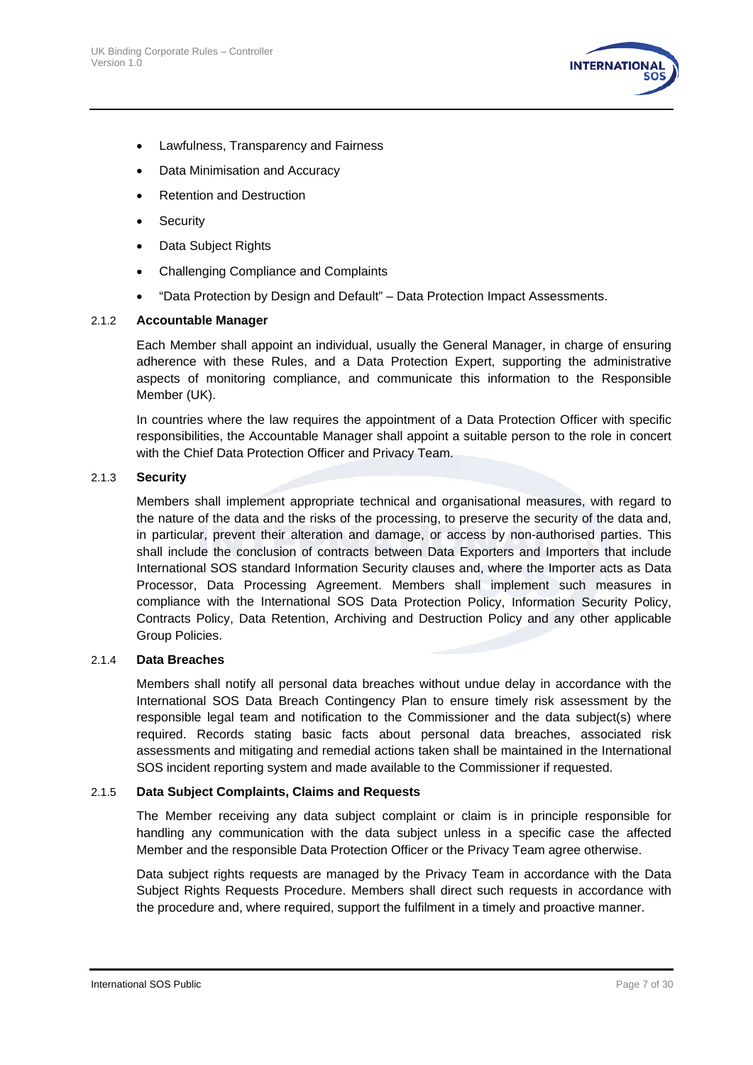- Lawfulness, Transparency and Fairness
- Data Minimisation and Accuracy
- Retention and Destruction
- Security
- Data Subject Rights
- Challenging Compliance and Complaints
- "Data Protection by Design and Default" – Data Protection Impact Assessments.

### 2.1.2 Accountable Manager

Each Member shall appoint an individual, usually the General Manager, in charge of ensuring adherence with these Rules, and a Data Protection Expert, supporting the administrative aspects of monitoring compliance, and communicate this information to the Responsible Member (UK).

In countries where the law requires the appointment of a Data Protection Officer with specific responsibilities, the Accountable Manager shall appoint a suitable person to the role in concert with the Chief Data Protection Officer and Privacy Team.

### 2.1.3 Security

Members shall implement appropriate technical and organisational measures, with regard to the nature of the data and the risks of the processing, to preserve the security of the data and, in particular, prevent their alteration and damage, or access by non-authorised parties. This shall include the conclusion of contracts between Data Exporters and Importers that include International SOS standard Information Security clauses and, where the Importer acts as Data Processor, Data Processing Agreement. Members shall implement such measures in compliance with the International SOS Data Protection Policy, Information Security Policy, Contracts Policy, Data Retention, Archiving and Destruction Policy and any other applicable Group Policies.

### 2.1.4 Data Breaches

Members shall notify all personal data breaches without undue delay in accordance with the International SOS Data Breach Contingency Plan to ensure timely risk assessment by the responsible legal team and notification to the Commissioner and the data subject(s) where required. Records stating basic facts about personal data breaches, associated risk assessments and mitigating and remedial actions taken shall be maintained in the International SOS incident reporting system and made available to the Commissioner if requested.

### 2.1.5 Data Subject Complaints, Claims and Requests

The Member receiving any data subject complaint or claim is in principle responsible for handling any communication with the data subject unless in a specific case the affected Member and the responsible Data Protection Officer or the Privacy Team agree otherwise.

Data subject rights requests are managed by the Privacy Team in accordance with the Data Subject Rights Requests Procedure. Members shall direct such requests in accordance with the procedure and, where required, support the fulfilment in a timely and proactive manner.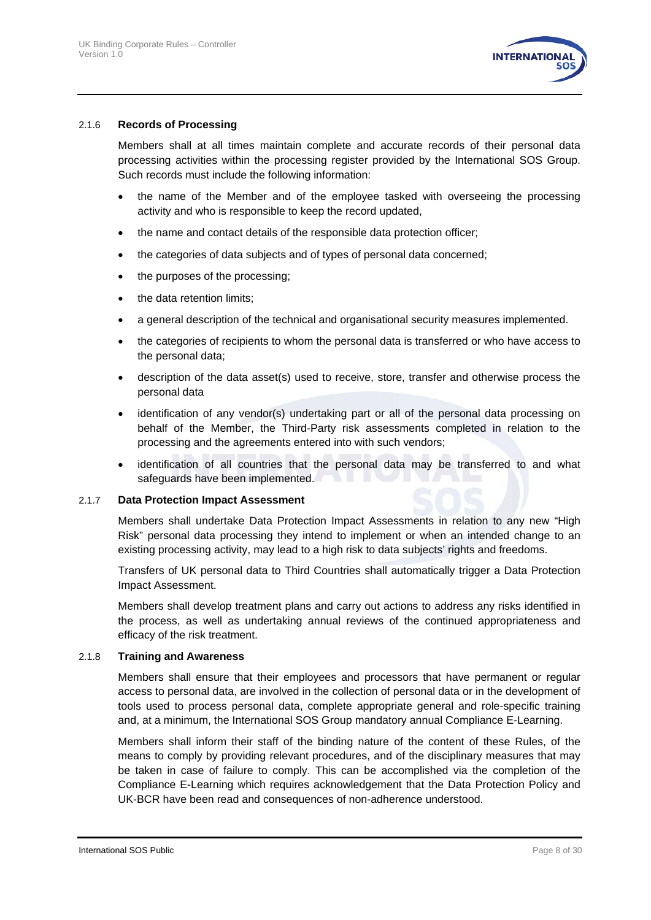### 2.1.6 Records of Processing

Members shall at all times maintain complete and accurate records of their personal data processing activities within the processing register provided by the International SOS Group. Such records must include the following information:

- the name of the Member and of the employee tasked with overseeing the processing activity and who is responsible to keep the record updated,
- the name and contact details of the responsible data protection officer;
- the categories of data subjects and of types of personal data concerned;
- the purposes of the processing;
- the data retention limits;
- a general description of the technical and organisational security measures implemented.
- the categories of recipients to whom the personal data is transferred or who have access to the personal data;
- description of the data asset(s) used to receive, store, transfer and otherwise process the personal data
- identification of any vendor(s) undertaking part or all of the personal data processing on behalf of the Member, the Third-Party risk assessments completed in relation to the processing and the agreements entered into with such vendors;
- identification of all countries that the personal data may be transferred to and what safeguards have been implemented.

### 2.1.7 Data Protection Impact Assessment

Members shall undertake Data Protection Impact Assessments in relation to any new "High Risk" personal data processing they intend to implement or when an intended change to an existing processing activity, may lead to a high risk to data subjects' rights and freedoms.

Transfers of UK personal data to Third Countries shall automatically trigger a Data Protection Impact Assessment.

Members shall develop treatment plans and carry out actions to address any risks identified in the process, as well as undertaking annual reviews of the continued appropriateness and efficacy of the risk treatment.

### 2.1.8 Training and Awareness

Members shall ensure that their employees and processors that have permanent or regular access to personal data, are involved in the collection of personal data or in the development of tools used to process personal data, complete appropriate general and role-specific training and, at a minimum, the International SOS Group mandatory annual Compliance E-Learning.

Members shall inform their staff of the binding nature of the content of these Rules, of the means to comply by providing relevant procedures, and of the disciplinary measures that may be taken in case of failure to comply. This can be accomplished via the completion of the Compliance E-Learning which requires acknowledgement that the Data Protection Policy and UK-BCR have been read and consequences of non-adherence understood.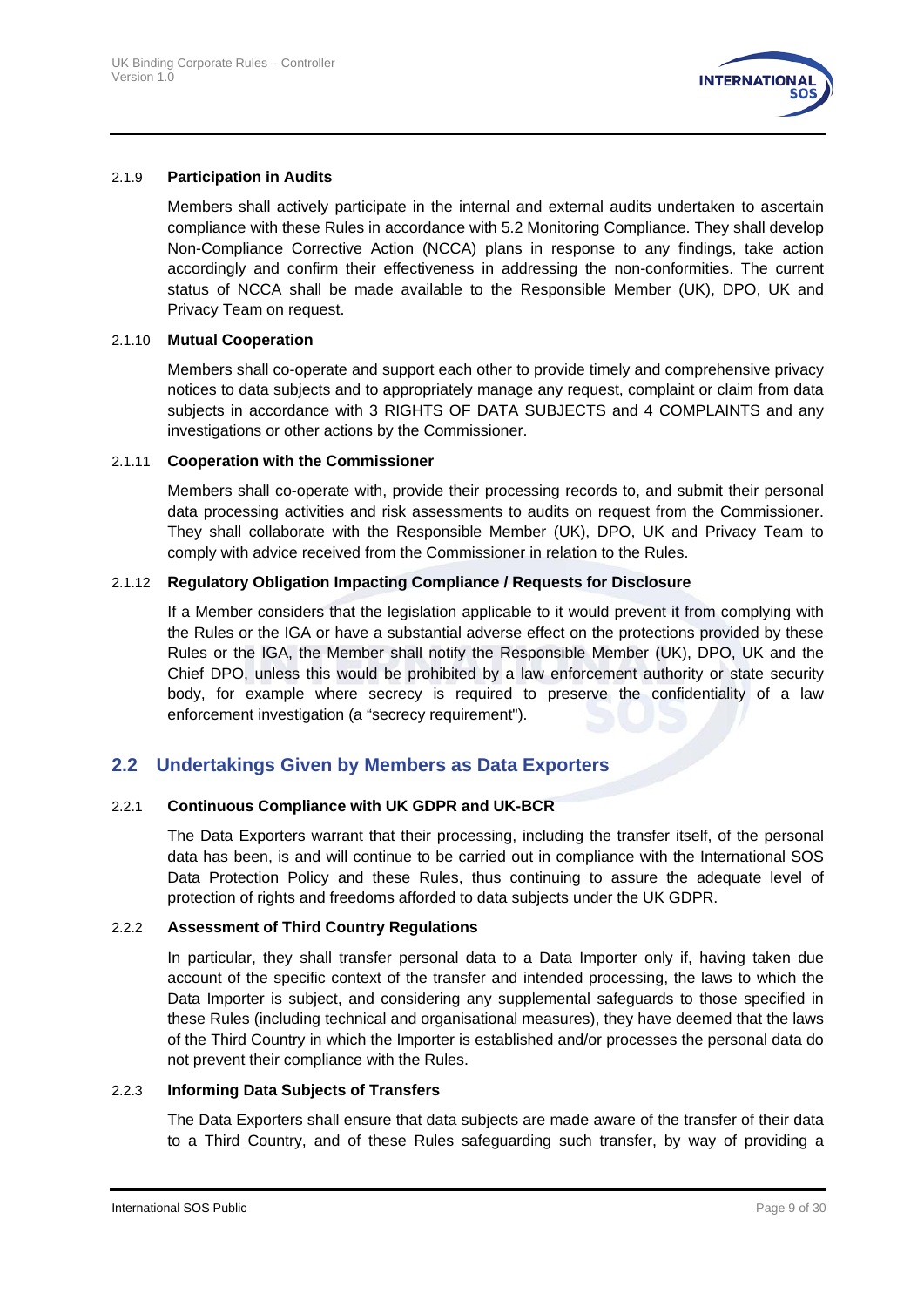#### 2.1.9 Participation in Audits

Members shall actively participate in the internal and external audits undertaken to ascertain compliance with these Rules in accordance with 5.2 Monitoring Compliance. They shall develop Non-Compliance Corrective Action (NCCA) plans in response to any findings, take action accordingly and confirm their effectiveness in addressing the non-conformities. The current status of NCCA shall be made available to the Responsible Member (UK), DPO, UK and Privacy Team on request.

#### 2.1.10 Mutual Cooperation

Members shall co-operate and support each other to provide timely and comprehensive privacy notices to data subjects and to appropriately manage any request, complaint or claim from data subjects in accordance with 3 RIGHTS OF DATA SUBJECTS and 4 COMPLAINTS and any investigations or other actions by the Commissioner.

#### 2.1.11 Cooperation with the Commissioner

Members shall co-operate with, provide their processing records to, and submit their personal data processing activities and risk assessments to audits on request from the Commissioner. They shall collaborate with the Responsible Member (UK), DPO, UK and Privacy Team to comply with advice received from the Commissioner in relation to the Rules.

#### 2.1.12 Regulatory Obligation Impacting Compliance / Requests for Disclosure

If a Member considers that the legislation applicable to it would prevent it from complying with the Rules or the IGA or have a substantial adverse effect on the protections provided by these Rules or the IGA, the Member shall notify the Responsible Member (UK), DPO, UK and the Chief DPO, unless this would be prohibited by a law enforcement authority or state security body, for example where secrecy is required to preserve the confidentiality of a law enforcement investigation (a “secrecy requirement").

## 2.2 Undertakings Given by Members as Data Exporters

#### 2.2.1 Continuous Compliance with UK GDPR and UK-BCR

The Data Exporters warrant that their processing, including the transfer itself, of the personal data has been, is and will continue to be carried out in compliance with the International SOS Data Protection Policy and these Rules, thus continuing to assure the adequate level of protection of rights and freedoms afforded to data subjects under the UK GDPR.

#### 2.2.2 Assessment of Third Country Regulations

In particular, they shall transfer personal data to a Data Importer only if, having taken due account of the specific context of the transfer and intended processing, the laws to which the Data Importer is subject, and considering any supplemental safeguards to those specified in these Rules (including technical and organisational measures), they have deemed that the laws of the Third Country in which the Importer is established and/or processes the personal data do not prevent their compliance with the Rules.

#### 2.2.3 Informing Data Subjects of Transfers

The Data Exporters shall ensure that data subjects are made aware of the transfer of their data to a Third Country, and of these Rules safeguarding such transfer, by way of providing a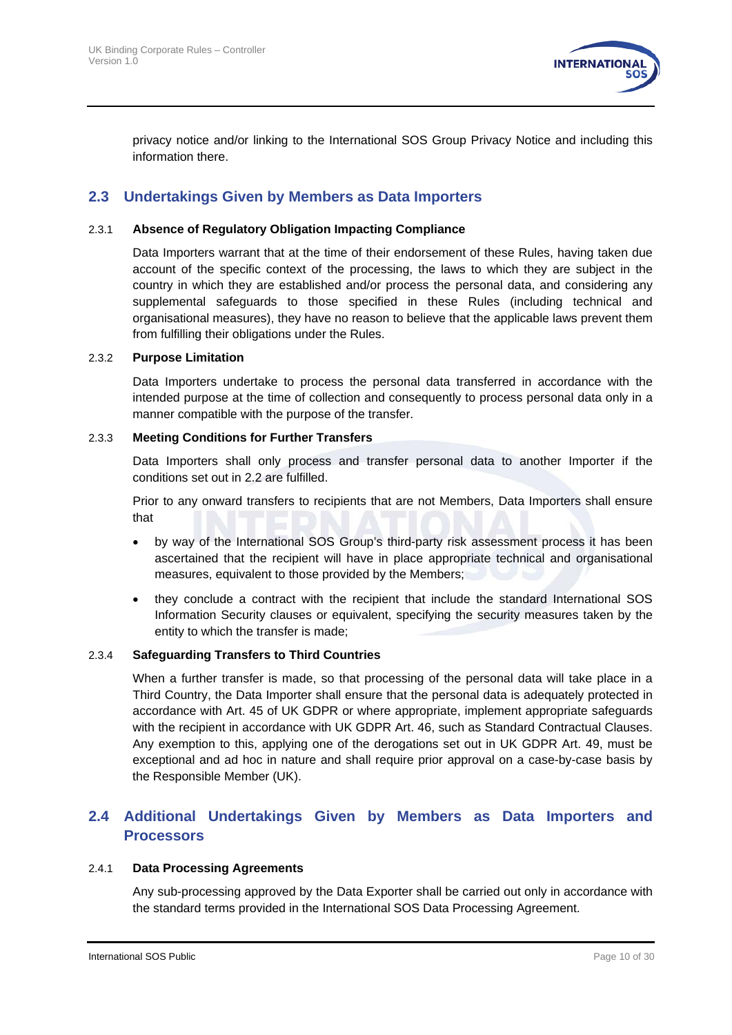privacy notice and/or linking to the International SOS Group Privacy Notice and including this information there.

## 2.3 Undertakings Given by Members as Data Importers

### 2.3.1 Absence of Regulatory Obligation Impacting Compliance

Data Importers warrant that at the time of their endorsement of these Rules, having taken due account of the specific context of the processing, the laws to which they are subject in the country in which they are established and/or process the personal data, and considering any supplemental safeguards to those specified in these Rules (including technical and organisational measures), they have no reason to believe that the applicable laws prevent them from fulfilling their obligations under the Rules.

### 2.3.2 Purpose Limitation

Data Importers undertake to process the personal data transferred in accordance with the intended purpose at the time of collection and consequently to process personal data only in a manner compatible with the purpose of the transfer.

### 2.3.3 Meeting Conditions for Further Transfers

Data Importers shall only process and transfer personal data to another Importer if the conditions set out in 2.2 are fulfilled.

Prior to any onward transfers to recipients that are not Members, Data Importers shall ensure that

- by way of the International SOS Group's third-party risk assessment process it has been ascertained that the recipient will have in place appropriate technical and organisational measures, equivalent to those provided by the Members;
- they conclude a contract with the recipient that include the standard International SOS Information Security clauses or equivalent, specifying the security measures taken by the entity to which the transfer is made;

### 2.3.4 Safeguarding Transfers to Third Countries

When a further transfer is made, so that processing of the personal data will take place in a Third Country, the Data Importer shall ensure that the personal data is adequately protected in accordance with Art. 45 of UK GDPR or where appropriate, implement appropriate safeguards with the recipient in accordance with UK GDPR Art. 46, such as Standard Contractual Clauses. Any exemption to this, applying one of the derogations set out in UK GDPR Art. 49, must be exceptional and ad hoc in nature and shall require prior approval on a case-by-case basis by the Responsible Member (UK).

## 2.4 Additional Undertakings Given by Members as Data Importers and Processors

### 2.4.1 Data Processing Agreements

Any sub-processing approved by the Data Exporter shall be carried out only in accordance with the standard terms provided in the International SOS Data Processing Agreement.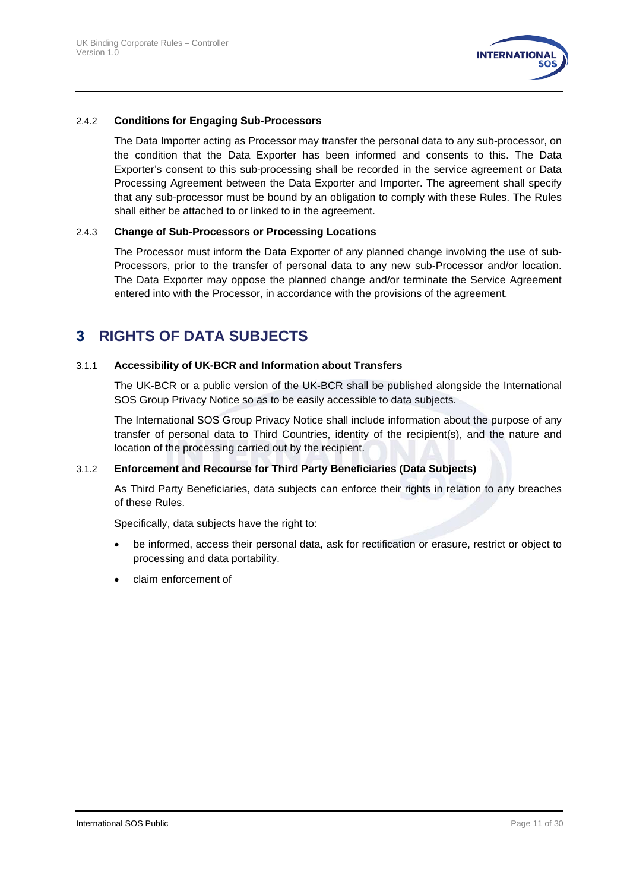#### 2.4.2 Conditions for Engaging Sub-Processors

The Data Importer acting as Processor may transfer the personal data to any sub-processor, on the condition that the Data Exporter has been informed and consents to this. The Data Exporter's consent to this sub-processing shall be recorded in the service agreement or Data Processing Agreement between the Data Exporter and Importer. The agreement shall specify that any sub-processor must be bound by an obligation to comply with these Rules. The Rules shall either be attached to or linked to in the agreement.

#### 2.4.3 Change of Sub-Processors or Processing Locations

The Processor must inform the Data Exporter of any planned change involving the use of sub-Processors, prior to the transfer of personal data to any new sub-Processor and/or location. The Data Exporter may oppose the planned change and/or terminate the Service Agreement entered into with the Processor, in accordance with the provisions of the agreement.

# 3 RIGHTS OF DATA SUBJECTS

#### 3.1.1 Accessibility of UK-BCR and Information about Transfers

The UK-BCR or a public version of the UK-BCR shall be published alongside the International SOS Group Privacy Notice so as to be easily accessible to data subjects.

The International SOS Group Privacy Notice shall include information about the purpose of any transfer of personal data to Third Countries, identity of the recipient(s), and the nature and location of the processing carried out by the recipient.

#### 3.1.2 Enforcement and Recourse for Third Party Beneficiaries (Data Subjects)

As Third Party Beneficiaries, data subjects can enforce their rights in relation to any breaches of these Rules.

Specifically, data subjects have the right to:

- be informed, access their personal data, ask for rectification or erasure, restrict or object to processing and data portability.
- claim enforcement of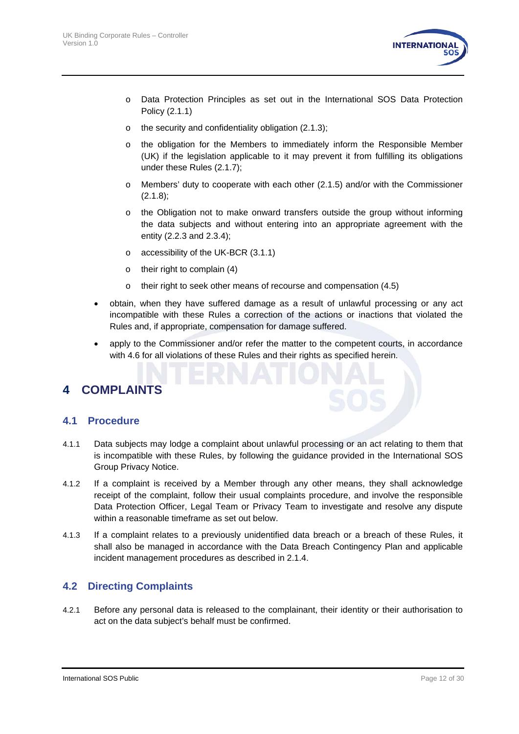- Data Protection Principles as set out in the International SOS Data Protection Policy (2.1.1)
    - the security and confidentiality obligation (2.1.3);
    - the obligation for the Members to immediately inform the Responsible Member (UK) if the legislation applicable to it may prevent it from fulfilling its obligations under these Rules (2.1.7);
    - Members' duty to cooperate with each other (2.1.5) and/or with the Commissioner (2.1.8);
    - the Obligation not to make onward transfers outside the group without informing the data subjects and without entering into an appropriate agreement with the entity (2.2.3 and 2.3.4);
    - accessibility of the UK-BCR (3.1.1)
    - their right to complain (4)
    - their right to seek other means of recourse and compensation (4.5)
- obtain, when they have suffered damage as a result of unlawful processing or any act incompatible with these Rules a correction of the actions or inactions that violated the Rules and, if appropriate, compensation for damage suffered.
- apply to the Commissioner and/or refer the matter to the competent courts, in accordance with 4.6 for all violations of these Rules and their rights as specified herein.

# 4 COMPLAINTS

## 4.1 Procedure

4.1.1 Data subjects may lodge a complaint about unlawful processing or an act relating to them that is incompatible with these Rules, by following the guidance provided in the International SOS Group Privacy Notice.

4.1.2 If a complaint is received by a Member through any other means, they shall acknowledge receipt of the complaint, follow their usual complaints procedure, and involve the responsible Data Protection Officer, Legal Team or Privacy Team to investigate and resolve any dispute within a reasonable timeframe as set out below.

4.1.3 If a complaint relates to a previously unidentified data breach or a breach of these Rules, it shall also be managed in accordance with the Data Breach Contingency Plan and applicable incident management procedures as described in 2.1.4.

## 4.2 Directing Complaints

4.2.1 Before any personal data is released to the complainant, their identity or their authorisation to act on the data subject's behalf must be confirmed.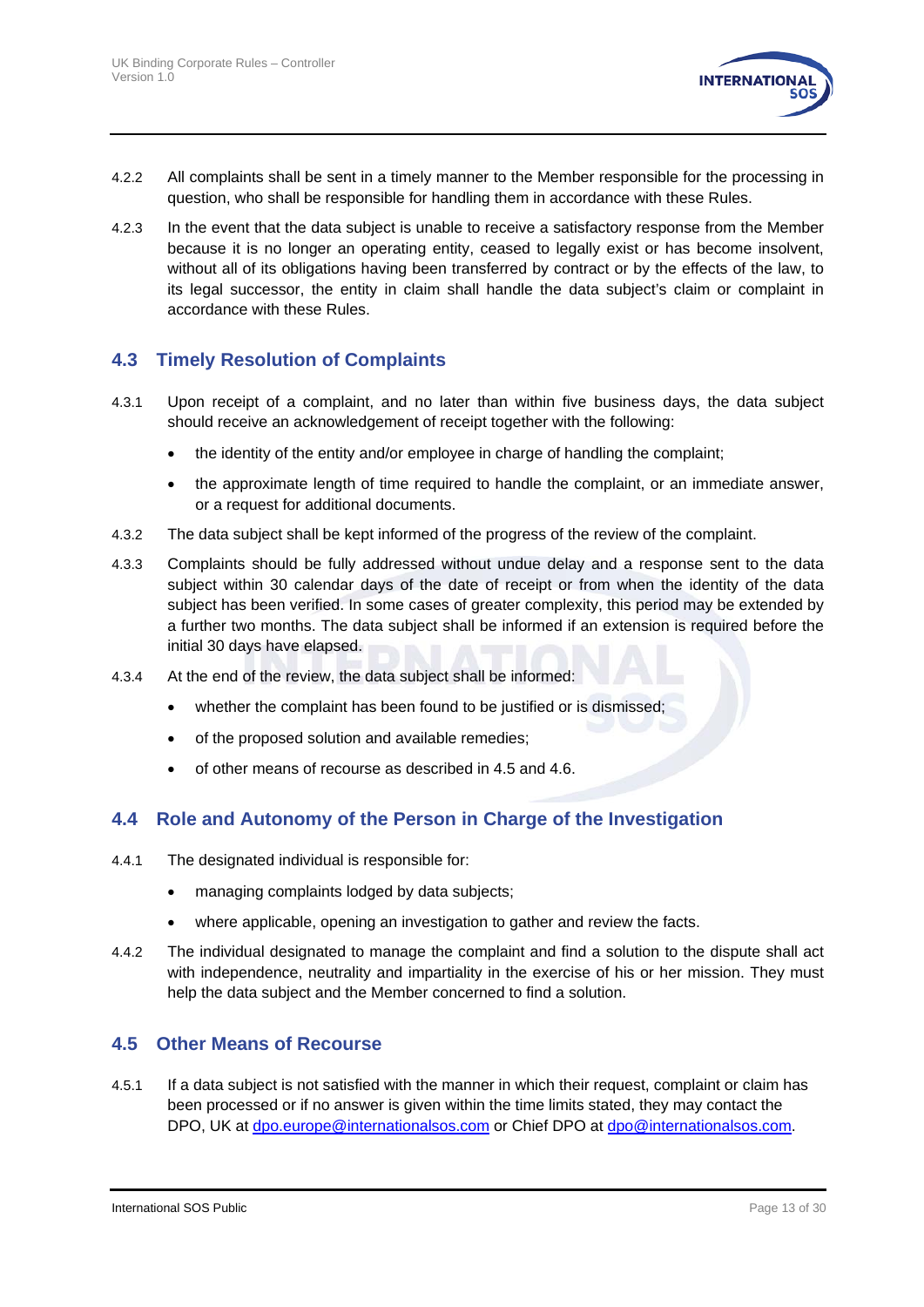4.2.2 All complaints shall be sent in a timely manner to the Member responsible for the processing in question, who shall be responsible for handling them in accordance with these Rules.

4.2.3 In the event that the data subject is unable to receive a satisfactory response from the Member because it is no longer an operating entity, ceased to legally exist or has become insolvent, without all of its obligations having been transferred by contract or by the effects of the law, to its legal successor, the entity in claim shall handle the data subject's claim or complaint in accordance with these Rules.

## 4.3 Timely Resolution of Complaints

4.3.1 Upon receipt of a complaint, and no later than within five business days, the data subject should receive an acknowledgement of receipt together with the following:

- the identity of the entity and/or employee in charge of handling the complaint;
- the approximate length of time required to handle the complaint, or an immediate answer, or a request for additional documents.

4.3.2 The data subject shall be kept informed of the progress of the review of the complaint.

4.3.3 Complaints should be fully addressed without undue delay and a response sent to the data subject within 30 calendar days of the date of receipt or from when the identity of the data subject has been verified. In some cases of greater complexity, this period may be extended by a further two months. The data subject shall be informed if an extension is required before the initial 30 days have elapsed.

4.3.4 At the end of the review, the data subject shall be informed:

- whether the complaint has been found to be justified or is dismissed;
- of the proposed solution and available remedies;
- of other means of recourse as described in 4.5 and 4.6.

## 4.4 Role and Autonomy of the Person in Charge of the Investigation

4.4.1 The designated individual is responsible for:

- managing complaints lodged by data subjects;
- where applicable, opening an investigation to gather and review the facts.

4.4.2 The individual designated to manage the complaint and find a solution to the dispute shall act with independence, neutrality and impartiality in the exercise of his or her mission. They must help the data subject and the Member concerned to find a solution.

## 4.5 Other Means of Recourse

4.5.1 If a data subject is not satisfied with the manner in which their request, complaint or claim has been processed or if no answer is given within the time limits stated, they may contact the DPO, UK at dpo.europe@internationalsos.com or Chief DPO at dpo@internationalsos.com.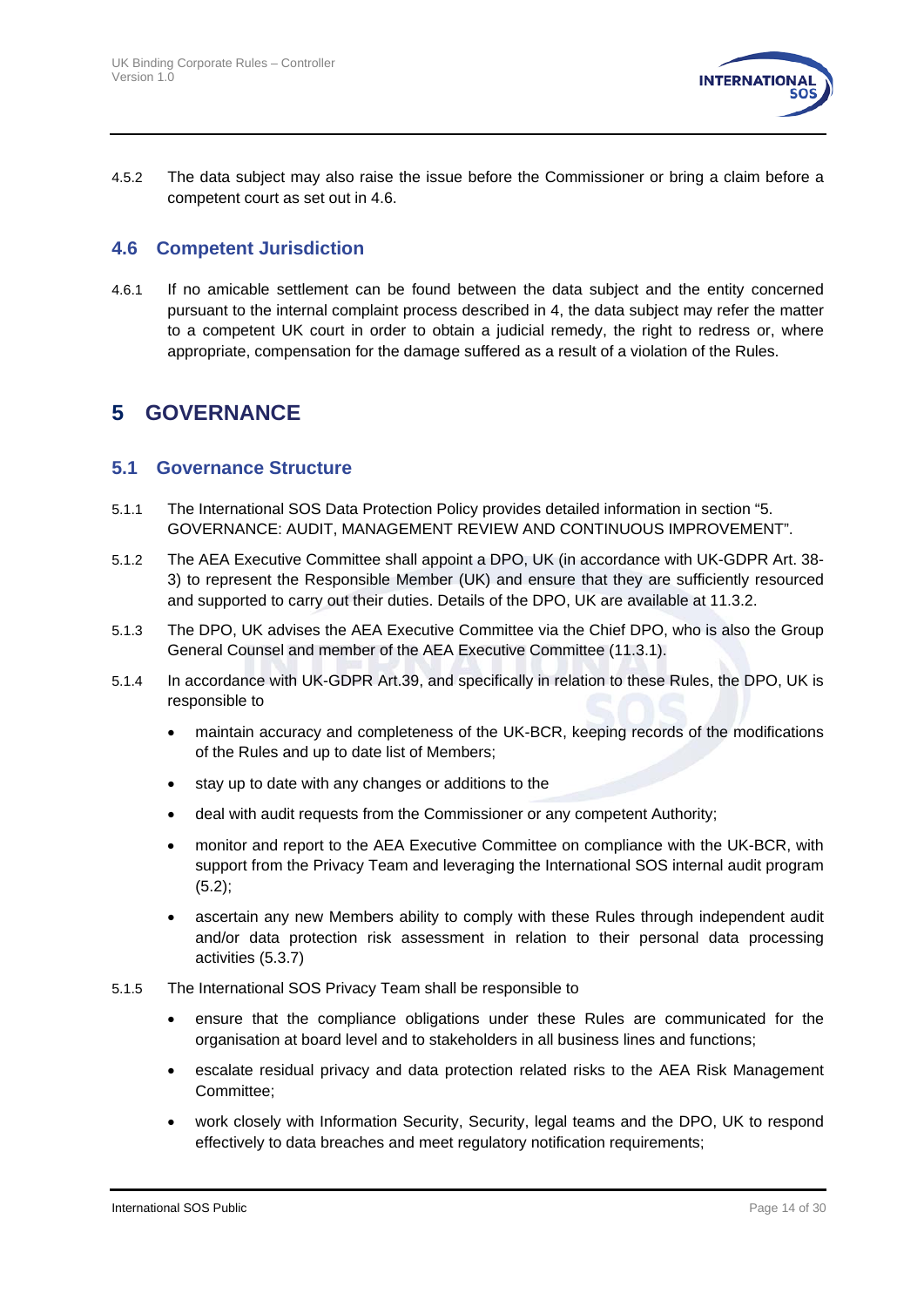4.5.2 The data subject may also raise the issue before the Commissioner or bring a claim before a competent court as set out in 4.6.

### 4.6 Competent Jurisdiction

4.6.1 If no amicable settlement can be found between the data subject and the entity concerned pursuant to the internal complaint process described in 4, the data subject may refer the matter to a competent UK court in order to obtain a judicial remedy, the right to redress or, where appropriate, compensation for the damage suffered as a result of a violation of the Rules.

## 5 GOVERNANCE

### 5.1 Governance Structure

5.1.1 The International SOS Data Protection Policy provides detailed information in section "5. GOVERNANCE: AUDIT, MANAGEMENT REVIEW AND CONTINUOUS IMPROVEMENT".

5.1.2 The AEA Executive Committee shall appoint a DPO, UK (in accordance with UK-GDPR Art. 38-3) to represent the Responsible Member (UK) and ensure that they are sufficiently resourced and supported to carry out their duties. Details of the DPO, UK are available at 11.3.2.

5.1.3 The DPO, UK advises the AEA Executive Committee via the Chief DPO, who is also the Group General Counsel and member of the AEA Executive Committee (11.3.1).

5.1.4 In accordance with UK-GDPR Art.39, and specifically in relation to these Rules, the DPO, UK is responsible to

- maintain accuracy and completeness of the UK-BCR, keeping records of the modifications of the Rules and up to date list of Members;
- stay up to date with any changes or additions to the
- deal with audit requests from the Commissioner or any competent Authority;
- monitor and report to the AEA Executive Committee on compliance with the UK-BCR, with support from the Privacy Team and leveraging the International SOS internal audit program (5.2);
- ascertain any new Members ability to comply with these Rules through independent audit and/or data protection risk assessment in relation to their personal data processing activities (5.3.7)

5.1.5 The International SOS Privacy Team shall be responsible to

- ensure that the compliance obligations under these Rules are communicated for the organisation at board level and to stakeholders in all business lines and functions;
- escalate residual privacy and data protection related risks to the AEA Risk Management Committee;
- work closely with Information Security, Security, legal teams and the DPO, UK to respond effectively to data breaches and meet regulatory notification requirements;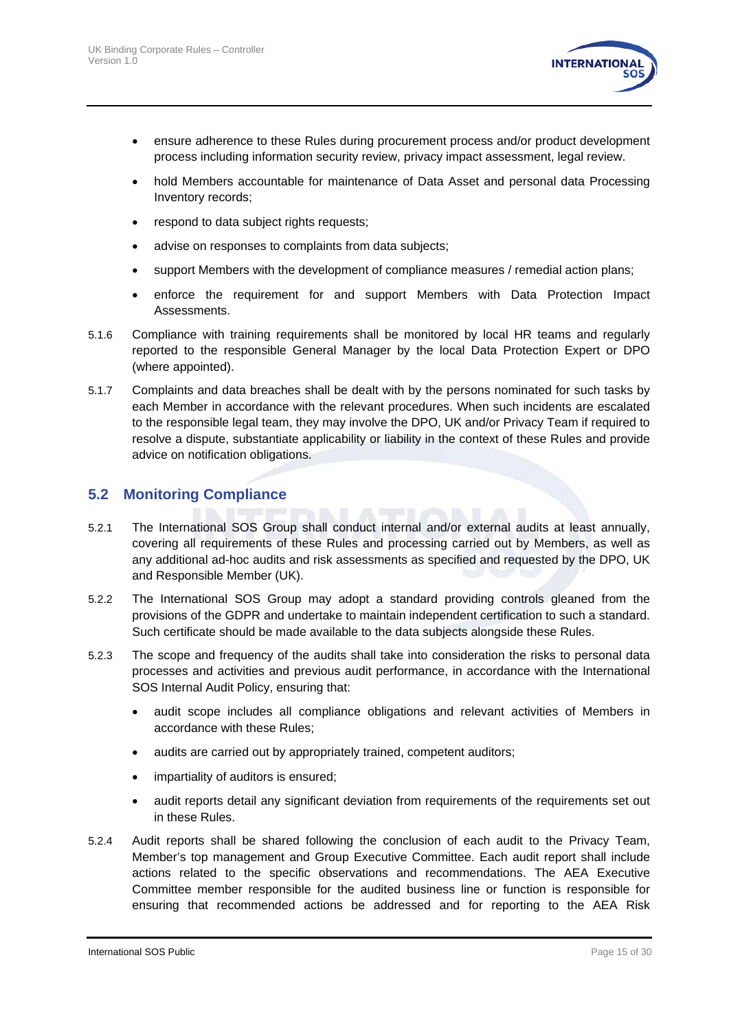- ensure adherence to these Rules during procurement process and/or product development process including information security review, privacy impact assessment, legal review.
- hold Members accountable for maintenance of Data Asset and personal data Processing Inventory records;
- respond to data subject rights requests;
- advise on responses to complaints from data subjects;
- support Members with the development of compliance measures / remedial action plans;
- enforce the requirement for and support Members with Data Protection Impact Assessments.

5.1.6 Compliance with training requirements shall be monitored by local HR teams and regularly reported to the responsible General Manager by the local Data Protection Expert or DPO (where appointed).

5.1.7 Complaints and data breaches shall be dealt with by the persons nominated for such tasks by each Member in accordance with the relevant procedures. When such incidents are escalated to the responsible legal team, they may involve the DPO, UK and/or Privacy Team if required to resolve a dispute, substantiate applicability or liability in the context of these Rules and provide advice on notification obligations.

## 5.2 Monitoring Compliance

5.2.1 The International SOS Group shall conduct internal and/or external audits at least annually, covering all requirements of these Rules and processing carried out by Members, as well as any additional ad-hoc audits and risk assessments as specified and requested by the DPO, UK and Responsible Member (UK).

5.2.2 The International SOS Group may adopt a standard providing controls gleaned from the provisions of the GDPR and undertake to maintain independent certification to such a standard. Such certificate should be made available to the data subjects alongside these Rules.

5.2.3 The scope and frequency of the audits shall take into consideration the risks to personal data processes and activities and previous audit performance, in accordance with the International SOS Internal Audit Policy, ensuring that:

- audit scope includes all compliance obligations and relevant activities of Members in accordance with these Rules;
- audits are carried out by appropriately trained, competent auditors;
- impartiality of auditors is ensured;
- audit reports detail any significant deviation from requirements of the requirements set out in these Rules.

5.2.4 Audit reports shall be shared following the conclusion of each audit to the Privacy Team, Member's top management and Group Executive Committee. Each audit report shall include actions related to the specific observations and recommendations. The AEA Executive Committee member responsible for the audited business line or function is responsible for ensuring that recommended actions be addressed and for reporting to the AEA Risk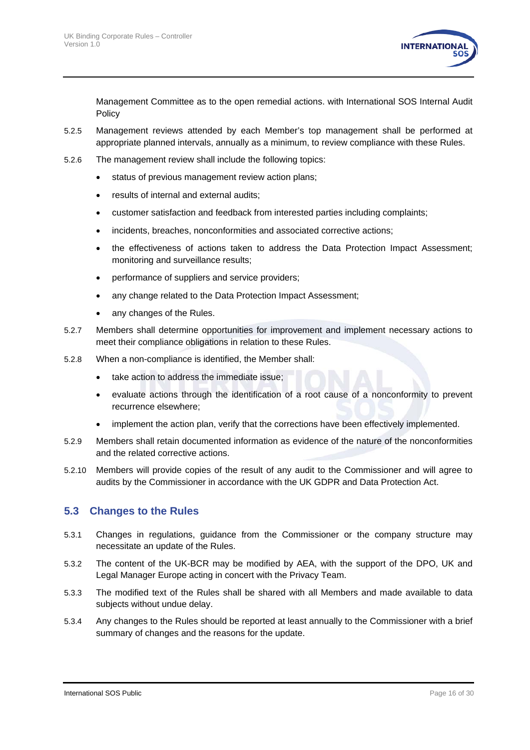Management Committee as to the open remedial actions. with International SOS Internal Audit Policy

5.2.5 Management reviews attended by each Member's top management shall be performed at appropriate planned intervals, annually as a minimum, to review compliance with these Rules.

5.2.6 The management review shall include the following topics:

- status of previous management review action plans;
- results of internal and external audits;
- customer satisfaction and feedback from interested parties including complaints;
- incidents, breaches, nonconformities and associated corrective actions;
- the effectiveness of actions taken to address the Data Protection Impact Assessment; monitoring and surveillance results;
- performance of suppliers and service providers;
- any change related to the Data Protection Impact Assessment;
- any changes of the Rules.

5.2.7 Members shall determine opportunities for improvement and implement necessary actions to meet their compliance obligations in relation to these Rules.

5.2.8 When a non-compliance is identified, the Member shall:

- take action to address the immediate issue;
- evaluate actions through the identification of a root cause of a nonconformity to prevent recurrence elsewhere;
- implement the action plan, verify that the corrections have been effectively implemented.

5.2.9 Members shall retain documented information as evidence of the nature of the nonconformities and the related corrective actions.

5.2.10 Members will provide copies of the result of any audit to the Commissioner and will agree to audits by the Commissioner in accordance with the UK GDPR and Data Protection Act.

## 5.3 Changes to the Rules

5.3.1 Changes in regulations, guidance from the Commissioner or the company structure may necessitate an update of the Rules.

5.3.2 The content of the UK-BCR may be modified by AEA, with the support of the DPO, UK and Legal Manager Europe acting in concert with the Privacy Team.

5.3.3 The modified text of the Rules shall be shared with all Members and made available to data subjects without undue delay.

5.3.4 Any changes to the Rules should be reported at least annually to the Commissioner with a brief summary of changes and the reasons for the update.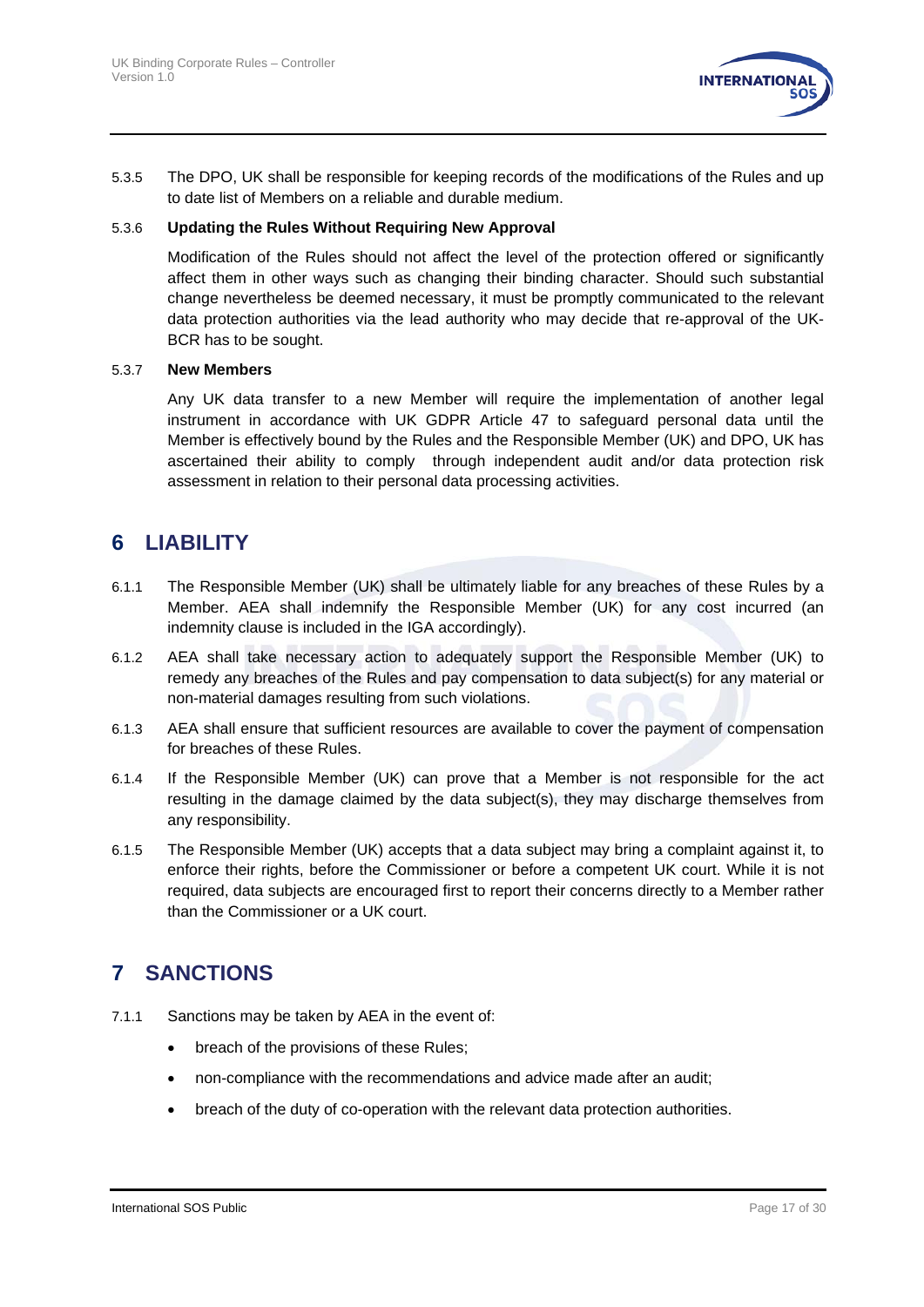5.3.5 The DPO, UK shall be responsible for keeping records of the modifications of the Rules and up to date list of Members on a reliable and durable medium.

5.3.6 **Updating the Rules Without Requiring New Approval**

Modification of the Rules should not affect the level of the protection offered or significantly affect them in other ways such as changing their binding character. Should such substantial change nevertheless be deemed necessary, it must be promptly communicated to the relevant data protection authorities via the lead authority who may decide that re-approval of the UK-BCR has to be sought.

5.3.7 **New Members**

Any UK data transfer to a new Member will require the implementation of another legal instrument in accordance with UK GDPR Article 47 to safeguard personal data until the Member is effectively bound by the Rules and the Responsible Member (UK) and DPO, UK has ascertained their ability to comply through independent audit and/or data protection risk assessment in relation to their personal data processing activities.

# 6 LIABILITY

6.1.1 The Responsible Member (UK) shall be ultimately liable for any breaches of these Rules by a Member. AEA shall indemnify the Responsible Member (UK) for any cost incurred (an indemnity clause is included in the IGA accordingly).

6.1.2 AEA shall take necessary action to adequately support the Responsible Member (UK) to remedy any breaches of the Rules and pay compensation to data subject(s) for any material or non-material damages resulting from such violations.

6.1.3 AEA shall ensure that sufficient resources are available to cover the payment of compensation for breaches of these Rules.

6.1.4 If the Responsible Member (UK) can prove that a Member is not responsible for the act resulting in the damage claimed by the data subject(s), they may discharge themselves from any responsibility.

6.1.5 The Responsible Member (UK) accepts that a data subject may bring a complaint against it, to enforce their rights, before the Commissioner or before a competent UK court. While it is not required, data subjects are encouraged first to report their concerns directly to a Member rather than the Commissioner or a UK court.

# 7 SANCTIONS

7.1.1 Sanctions may be taken by AEA in the event of:

- breach of the provisions of these Rules;
- non-compliance with the recommendations and advice made after an audit;
- breach of the duty of co-operation with the relevant data protection authorities.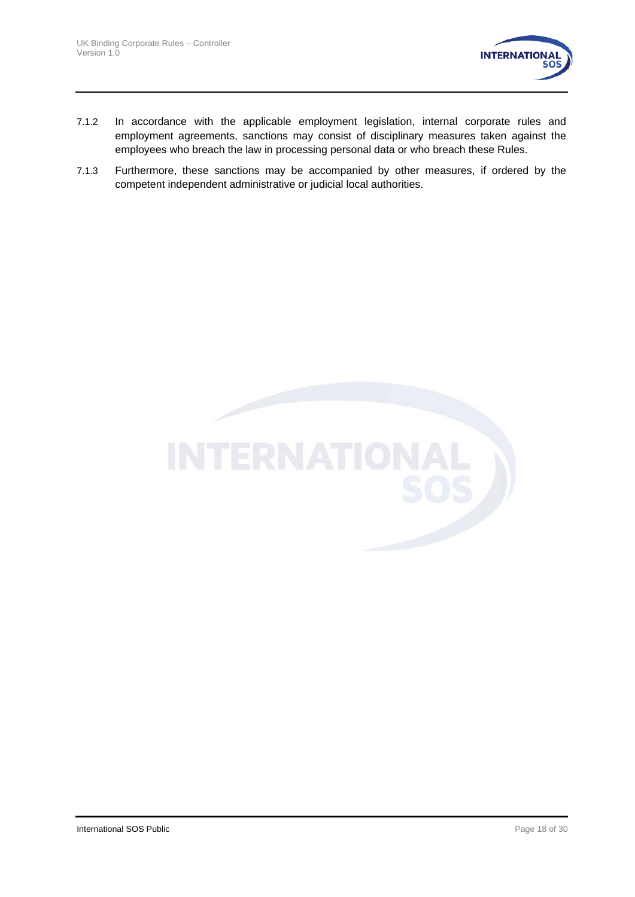7.1.2 In accordance with the applicable employment legislation, internal corporate rules and employment agreements, sanctions may consist of disciplinary measures taken against the employees who breach the law in processing personal data or who breach these Rules.

7.1.3 Furthermore, these sanctions may be accompanied by other measures, if ordered by the competent independent administrative or judicial local authorities.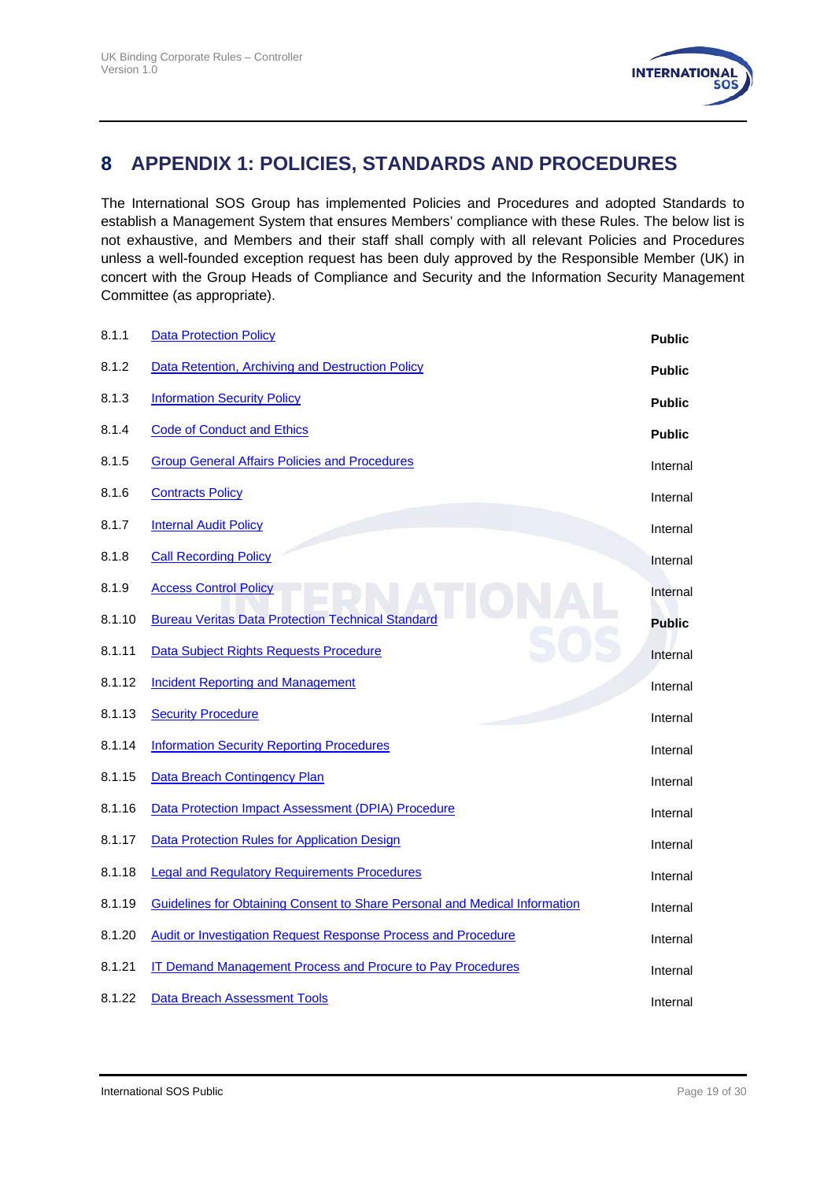# 8 APPENDIX 1: POLICIES, STANDARDS AND PROCEDURES

The International SOS Group has implemented Policies and Procedures and adopted Standards to establish a Management System that ensures Members' compliance with these Rules. The below list is not exhaustive, and Members and their staff shall comply with all relevant Policies and Procedures unless a well-founded exception request has been duly approved by the Responsible Member (UK) in concert with the Group Heads of Compliance and Security and the Information Security Management Committee (as appropriate).

| | | |
|---|---|---|
| 8.1.1 | Data Protection Policy | **Public** |
| 8.1.2 | Data Retention, Archiving and Destruction Policy | **Public** |
| 8.1.3 | Information Security Policy | **Public** |
| 8.1.4 | Code of Conduct and Ethics | **Public** |
| 8.1.5 | Group General Affairs Policies and Procedures | Internal |
| 8.1.6 | Contracts Policy | Internal |
| 8.1.7 | Internal Audit Policy | Internal |
| 8.1.8 | Call Recording Policy | Internal |
| 8.1.9 | Access Control Policy | Internal |
| 8.1.10 | Bureau Veritas Data Protection Technical Standard | **Public** |
| 8.1.11 | Data Subject Rights Requests Procedure | Internal |
| 8.1.12 | Incident Reporting and Management | Internal |
| 8.1.13 | Security Procedure | Internal |
| 8.1.14 | Information Security Reporting Procedures | Internal |
| 8.1.15 | Data Breach Contingency Plan | Internal |
| 8.1.16 | Data Protection Impact Assessment (DPIA) Procedure | Internal |
| 8.1.17 | Data Protection Rules for Application Design | Internal |
| 8.1.18 | Legal and Regulatory Requirements Procedures | Internal |
| 8.1.19 | Guidelines for Obtaining Consent to Share Personal and Medical Information | Internal |
| 8.1.20 | Audit or Investigation Request Response Process and Procedure | Internal |
| 8.1.21 | IT Demand Management Process and Procure to Pay Procedures | Internal |
| 8.1.22 | Data Breach Assessment Tools | Internal |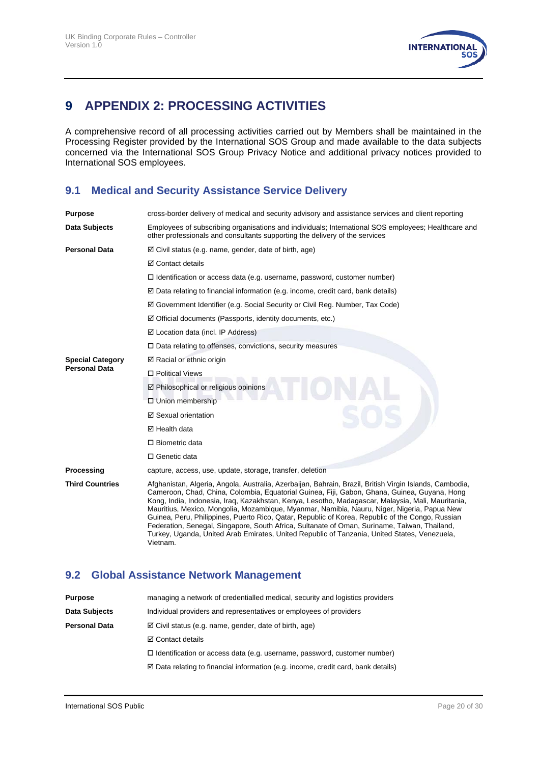# 9 APPENDIX 2: PROCESSING ACTIVITIES

A comprehensive record of all processing activities carried out by Members shall be maintained in the Processing Register provided by the International SOS Group and made available to the data subjects concerned via the International SOS Group Privacy Notice and additional privacy notices provided to International SOS employees.

## 9.1 Medical and Security Assistance Service Delivery

| | |
|---|---|
| **Purpose** | cross-border delivery of medical and security advisory and assistance services and client reporting |
| **Data Subjects** | Employees of subscribing organisations and individuals; International SOS employees; Healthcare and other professionals and consultants supporting the delivery of the services |
| **Personal Data** | ☑ Civil status (e.g. name, gender, date of birth, age) |
| | ☑ Contact details |
| | ☐ Identification or access data (e.g. username, password, customer number) |
| | ☑ Data relating to financial information (e.g. income, credit card, bank details) |
| | ☑ Government Identifier (e.g. Social Security or Civil Reg. Number, Tax Code) |
| | ☑ Official documents (Passports, identity documents, etc.) |
| | ☑ Location data (incl. IP Address) |
| | ☐ Data relating to offenses, convictions, security measures |
| **Special Category Personal Data** | ☑ Racial or ethnic origin |
| | ☐ Political Views |
| | ☑ Philosophical or religious opinions |
| | ☐ Union membership |
| | ☑ Sexual orientation |
| | ☑ Health data |
| | ☐ Biometric data |
| | ☐ Genetic data |
| **Processing** | capture, access, use, update, storage, transfer, deletion |
| **Third Countries** | Afghanistan, Algeria, Angola, Australia, Azerbaijan, Bahrain, Brazil, British Virgin Islands, Cambodia, Cameroon, Chad, China, Colombia, Equatorial Guinea, Fiji, Gabon, Ghana, Guinea, Guyana, Hong Kong, India, Indonesia, Iraq, Kazakhstan, Kenya, Lesotho, Madagascar, Malaysia, Mali, Mauritania, Mauritius, Mexico, Mongolia, Mozambique, Myanmar, Namibia, Nauru, Niger, Nigeria, Papua New Guinea, Peru, Philippines, Puerto Rico, Qatar, Republic of Korea, Republic of the Congo, Russian Federation, Senegal, Singapore, South Africa, Sultanate of Oman, Suriname, Taiwan, Thailand, Turkey, Uganda, United Arab Emirates, United Republic of Tanzania, United States, Venezuela, Vietnam. |

## 9.2 Global Assistance Network Management

| | |
|---|---|
| **Purpose** | managing a network of credentialled medical, security and logistics providers |
| **Data Subjects** | Individual providers and representatives or employees of providers |
| **Personal Data** | ☑ Civil status (e.g. name, gender, date of birth, age) |
| | ☑ Contact details |
| | ☐ Identification or access data (e.g. username, password, customer number) |
| | ☑ Data relating to financial information (e.g. income, credit card, bank details) |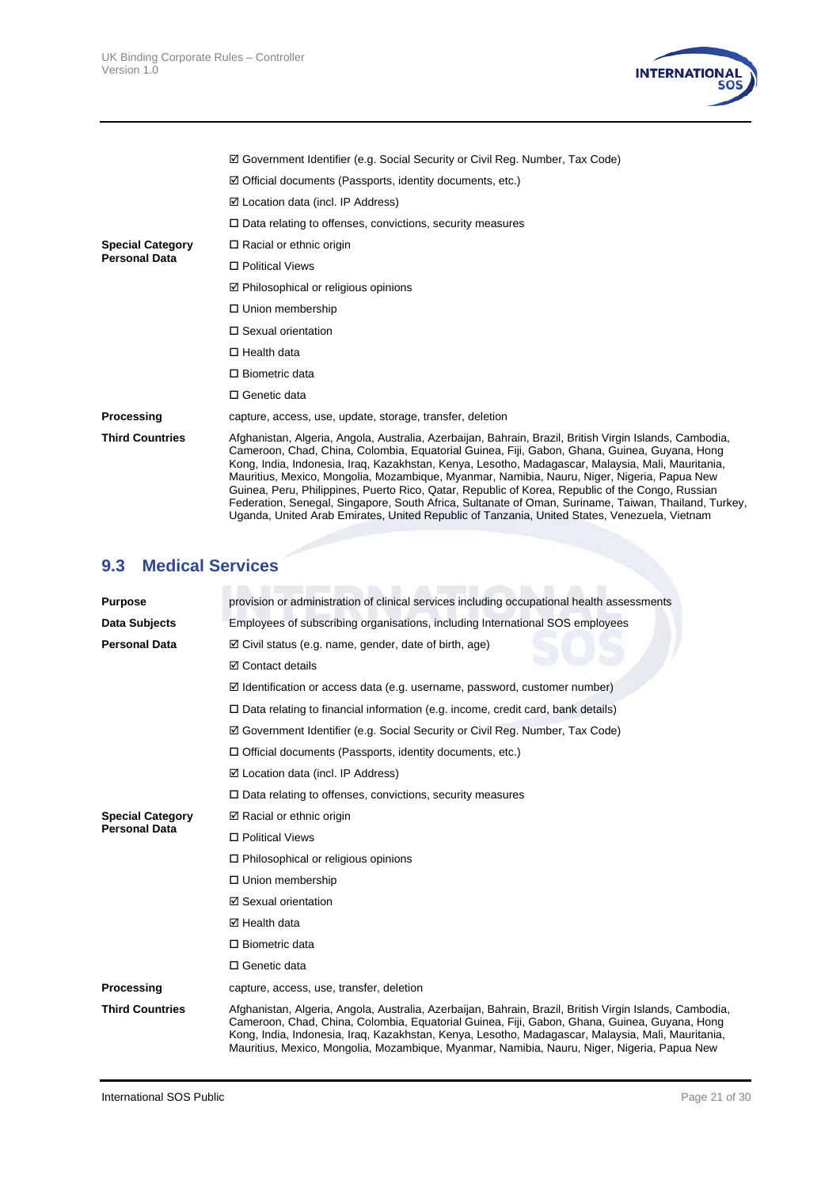| | |
|---|---|
| | ☑ Government Identifier (e.g. Social Security or Civil Reg. Number, Tax Code) |
| | ☑ Official documents (Passports, identity documents, etc.) |
| | ☑ Location data (incl. IP Address) |
| | ☐ Data relating to offenses, convictions, security measures |
| **Special Category Personal Data** | ☐ Racial or ethnic origin |
| | ☐ Political Views |
| | ☑ Philosophical or religious opinions |
| | ☐ Union membership |
| | ☐ Sexual orientation |
| | ☐ Health data |
| | ☐ Biometric data |
| | ☐ Genetic data |
| **Processing** | capture, access, use, update, storage, transfer, deletion |
| **Third Countries** | Afghanistan, Algeria, Angola, Australia, Azerbaijan, Bahrain, Brazil, British Virgin Islands, Cambodia, Cameroon, Chad, China, Colombia, Equatorial Guinea, Fiji, Gabon, Ghana, Guinea, Guyana, Hong Kong, India, Indonesia, Iraq, Kazakhstan, Kenya, Lesotho, Madagascar, Malaysia, Mali, Mauritania, Mauritius, Mexico, Mongolia, Mozambique, Myanmar, Namibia, Nauru, Niger, Nigeria, Papua New Guinea, Peru, Philippines, Puerto Rico, Qatar, Republic of Korea, Republic of the Congo, Russian Federation, Senegal, Singapore, South Africa, Sultanate of Oman, Suriname, Taiwan, Thailand, Turkey, Uganda, United Arab Emirates, United Republic of Tanzania, United States, Venezuela, Vietnam |

## 9.3 Medical Services

| | |
|---|---|
| **Purpose** | provision or administration of clinical services including occupational health assessments |
| **Data Subjects** | Employees of subscribing organisations, including International SOS employees |
| **Personal Data** | ☑ Civil status (e.g. name, gender, date of birth, age) |
| | ☑ Contact details |
| | ☑ Identification or access data (e.g. username, password, customer number) |
| | ☐ Data relating to financial information (e.g. income, credit card, bank details) |
| | ☑ Government Identifier (e.g. Social Security or Civil Reg. Number, Tax Code) |
| | ☐ Official documents (Passports, identity documents, etc.) |
| | ☑ Location data (incl. IP Address) |
| | ☐ Data relating to offenses, convictions, security measures |
| **Special Category Personal Data** | ☑ Racial or ethnic origin |
| | ☐ Political Views |
| | ☐ Philosophical or religious opinions |
| | ☐ Union membership |
| | ☑ Sexual orientation |
| | ☑ Health data |
| | ☐ Biometric data |
| | ☐ Genetic data |
| **Processing** | capture, access, use, transfer, deletion |
| **Third Countries** | Afghanistan, Algeria, Angola, Australia, Azerbaijan, Bahrain, Brazil, British Virgin Islands, Cambodia, Cameroon, Chad, China, Colombia, Equatorial Guinea, Fiji, Gabon, Ghana, Guinea, Guyana, Hong Kong, India, Indonesia, Iraq, Kazakhstan, Kenya, Lesotho, Madagascar, Malaysia, Mali, Mauritania, Mauritius, Mexico, Mongolia, Mozambique, Myanmar, Namibia, Nauru, Niger, Nigeria, Papua New |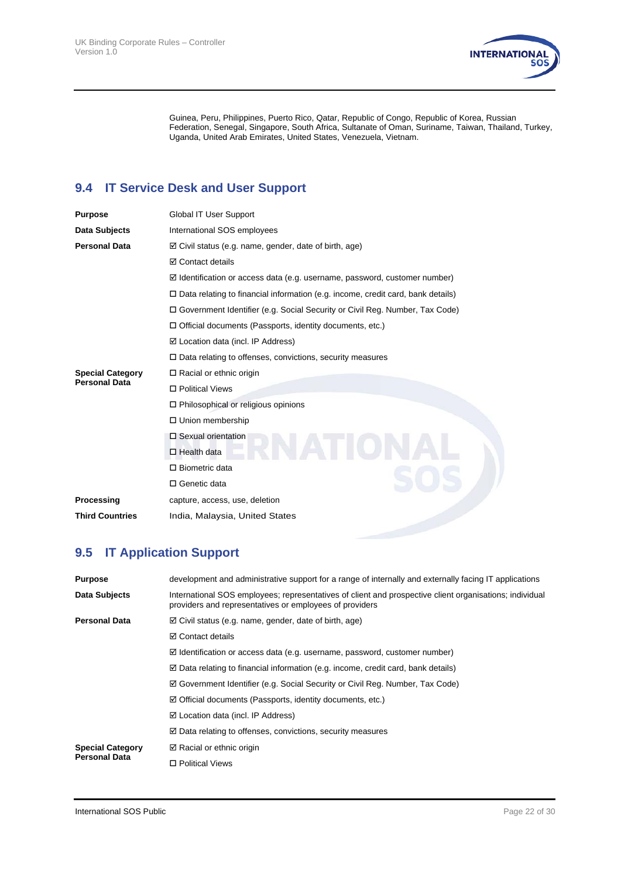Guinea, Peru, Philippines, Puerto Rico, Qatar, Republic of Congo, Republic of Korea, Russian Federation, Senegal, Singapore, South Africa, Sultanate of Oman, Suriname, Taiwan, Thailand, Turkey, Uganda, United Arab Emirates, United States, Venezuela, Vietnam.

## 9.4 IT Service Desk and User Support

| | |
|---|---|
| **Purpose** | Global IT User Support |
| **Data Subjects** | International SOS employees |
| **Personal Data** | ☑ Civil status (e.g. name, gender, date of birth, age) |
| | ☑ Contact details |
| | ☑ Identification or access data (e.g. username, password, customer number) |
| | ☐ Data relating to financial information (e.g. income, credit card, bank details) |
| | ☐ Government Identifier (e.g. Social Security or Civil Reg. Number, Tax Code) |
| | ☐ Official documents (Passports, identity documents, etc.) |
| | ☑ Location data (incl. IP Address) |
| | ☐ Data relating to offenses, convictions, security measures |
| **Special Category Personal Data** | ☐ Racial or ethnic origin |
| | ☐ Political Views |
| | ☐ Philosophical or religious opinions |
| | ☐ Union membership |
| | ☐ Sexual orientation |
| | ☐ Health data |
| | ☐ Biometric data |
| | ☐ Genetic data |
| **Processing** | capture, access, use, deletion |
| **Third Countries** | India, Malaysia, United States |

## 9.5 IT Application Support

| | |
|---|---|
| **Purpose** | development and administrative support for a range of internally and externally facing IT applications |
| **Data Subjects** | International SOS employees; representatives of client and prospective client organisations; individual providers and representatives or employees of providers |
| **Personal Data** | ☑ Civil status (e.g. name, gender, date of birth, age) |
| | ☑ Contact details |
| | ☑ Identification or access data (e.g. username, password, customer number) |
| | ☑ Data relating to financial information (e.g. income, credit card, bank details) |
| | ☑ Government Identifier (e.g. Social Security or Civil Reg. Number, Tax Code) |
| | ☑ Official documents (Passports, identity documents, etc.) |
| | ☑ Location data (incl. IP Address) |
| | ☑ Data relating to offenses, convictions, security measures |
| **Special Category Personal Data** | ☑ Racial or ethnic origin |
| | ☐ Political Views |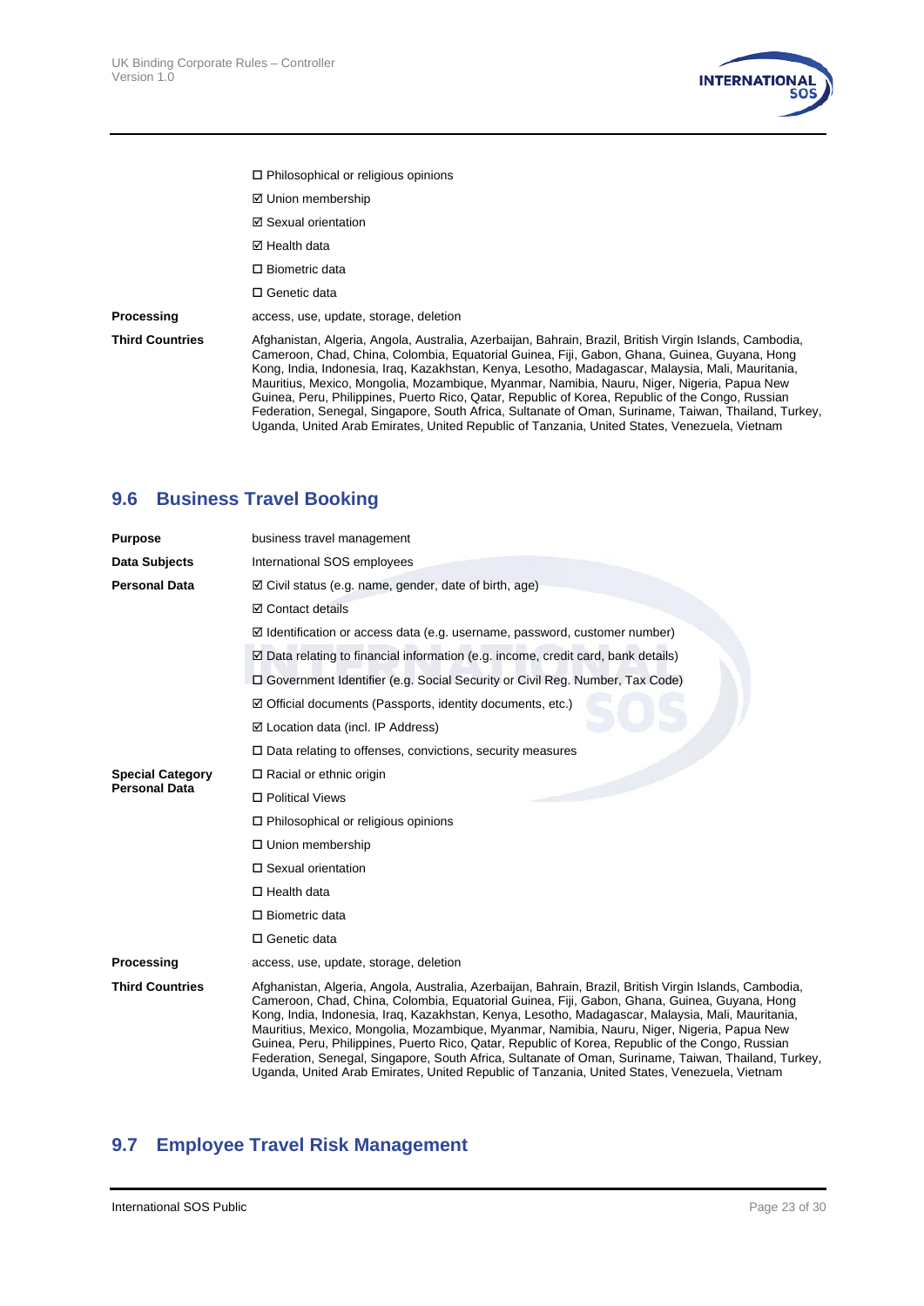| | |
|---|---|
| | ☐ Philosophical or religious opinions |
| | ☑ Union membership |
| | ☑ Sexual orientation |
| | ☑ Health data |
| | ☐ Biometric data |
| | ☐ Genetic data |
| **Processing** | access, use, update, storage, deletion |
| **Third Countries** | Afghanistan, Algeria, Angola, Australia, Azerbaijan, Bahrain, Brazil, British Virgin Islands, Cambodia, Cameroon, Chad, China, Colombia, Equatorial Guinea, Fiji, Gabon, Ghana, Guinea, Guyana, Hong Kong, India, Indonesia, Iraq, Kazakhstan, Kenya, Lesotho, Madagascar, Malaysia, Mali, Mauritania, Mauritius, Mexico, Mongolia, Mozambique, Myanmar, Namibia, Nauru, Niger, Nigeria, Papua New Guinea, Peru, Philippines, Puerto Rico, Qatar, Republic of Korea, Republic of the Congo, Russian Federation, Senegal, Singapore, South Africa, Sultanate of Oman, Suriname, Taiwan, Thailand, Turkey, Uganda, United Arab Emirates, United Republic of Tanzania, United States, Venezuela, Vietnam |

## 9.6 Business Travel Booking

| | |
|---|---|
| **Purpose** | business travel management |
| **Data Subjects** | International SOS employees |
| **Personal Data** | ☑ Civil status (e.g. name, gender, date of birth, age) |
| | ☑ Contact details |
| | ☑ Identification or access data (e.g. username, password, customer number) |
| | ☑ Data relating to financial information (e.g. income, credit card, bank details) |
| | ☐ Government Identifier (e.g. Social Security or Civil Reg. Number, Tax Code) |
| | ☑ Official documents (Passports, identity documents, etc.) |
| | ☑ Location data (incl. IP Address) |
| | ☐ Data relating to offenses, convictions, security measures |
| **Special Category Personal Data** | ☐ Racial or ethnic origin |
| | ☐ Political Views |
| | ☐ Philosophical or religious opinions |
| | ☐ Union membership |
| | ☐ Sexual orientation |
| | ☐ Health data |
| | ☐ Biometric data |
| | ☐ Genetic data |
| **Processing** | access, use, update, storage, deletion |
| **Third Countries** | Afghanistan, Algeria, Angola, Australia, Azerbaijan, Bahrain, Brazil, British Virgin Islands, Cambodia, Cameroon, Chad, China, Colombia, Equatorial Guinea, Fiji, Gabon, Ghana, Guinea, Guyana, Hong Kong, India, Indonesia, Iraq, Kazakhstan, Kenya, Lesotho, Madagascar, Malaysia, Mali, Mauritania, Mauritius, Mexico, Mongolia, Mozambique, Myanmar, Namibia, Nauru, Niger, Nigeria, Papua New Guinea, Peru, Philippines, Puerto Rico, Qatar, Republic of Korea, Republic of the Congo, Russian Federation, Senegal, Singapore, South Africa, Sultanate of Oman, Suriname, Taiwan, Thailand, Turkey, Uganda, United Arab Emirates, United Republic of Tanzania, United States, Venezuela, Vietnam |

## 9.7 Employee Travel Risk Management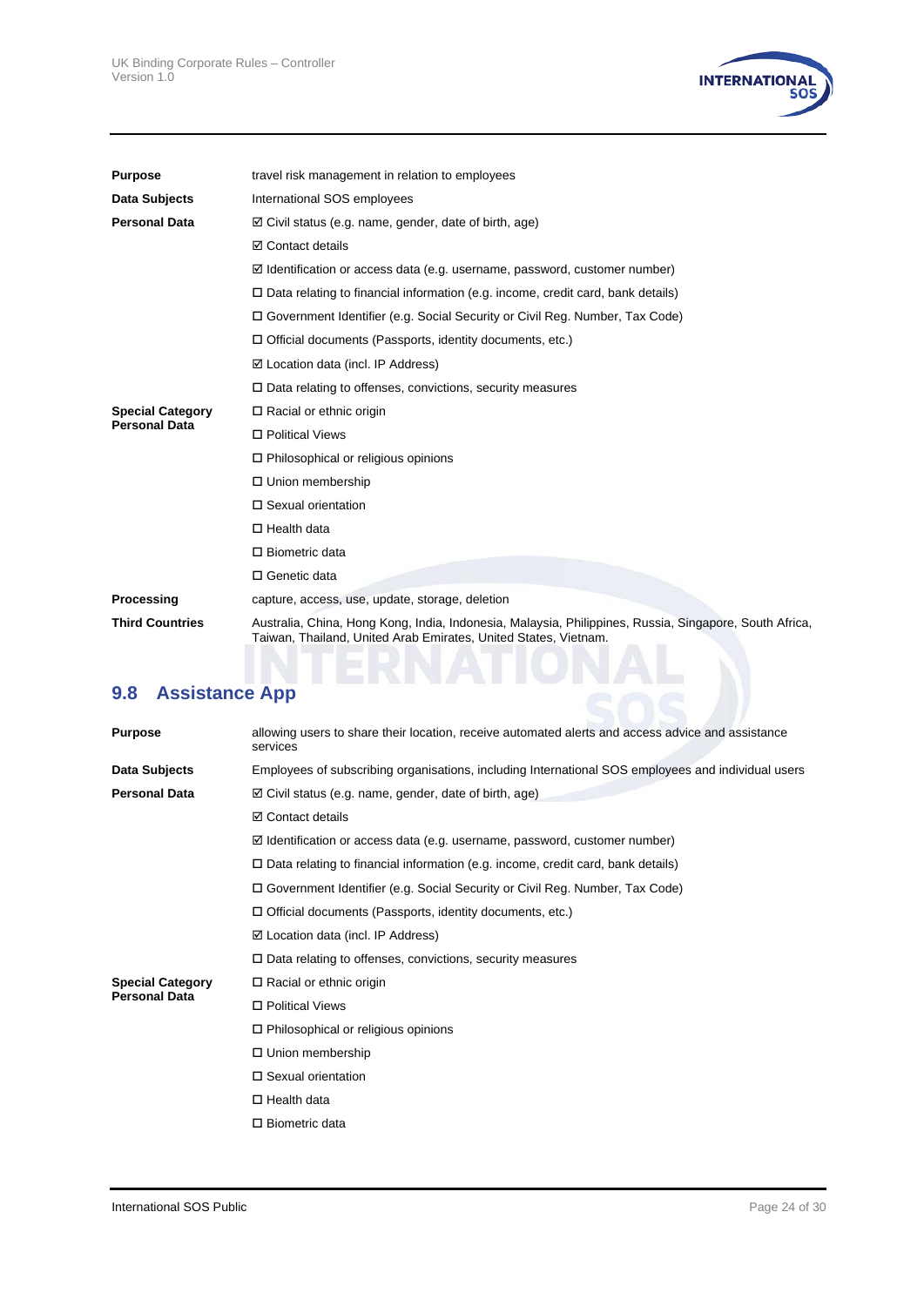| | |
|---|---|
| **Purpose** | travel risk management in relation to employees |
| **Data Subjects** | International SOS employees |
| **Personal Data** | ☑ Civil status (e.g. name, gender, date of birth, age) |
| | ☑ Contact details |
| | ☑ Identification or access data (e.g. username, password, customer number) |
| | ☐ Data relating to financial information (e.g. income, credit card, bank details) |
| | ☐ Government Identifier (e.g. Social Security or Civil Reg. Number, Tax Code) |
| | ☐ Official documents (Passports, identity documents, etc.) |
| | ☑ Location data (incl. IP Address) |
| | ☐ Data relating to offenses, convictions, security measures |
| **Special Category Personal Data** | ☐ Racial or ethnic origin |
| | ☐ Political Views |
| | ☐ Philosophical or religious opinions |
| | ☐ Union membership |
| | ☐ Sexual orientation |
| | ☐ Health data |
| | ☐ Biometric data |
| | ☐ Genetic data |
| **Processing** | capture, access, use, update, storage, deletion |
| **Third Countries** | Australia, China, Hong Kong, India, Indonesia, Malaysia, Philippines, Russia, Singapore, South Africa, Taiwan, Thailand, United Arab Emirates, United States, Vietnam. |

## 9.8 Assistance App

| | |
|---|---|
| **Purpose** | allowing users to share their location, receive automated alerts and access advice and assistance services |
| **Data Subjects** | Employees of subscribing organisations, including International SOS employees and individual users |
| **Personal Data** | ☑ Civil status (e.g. name, gender, date of birth, age) |
| | ☑ Contact details |
| | ☑ Identification or access data (e.g. username, password, customer number) |
| | ☐ Data relating to financial information (e.g. income, credit card, bank details) |
| | ☐ Government Identifier (e.g. Social Security or Civil Reg. Number, Tax Code) |
| | ☐ Official documents (Passports, identity documents, etc.) |
| | ☑ Location data (incl. IP Address) |
| | ☐ Data relating to offenses, convictions, security measures |
| **Special Category Personal Data** | ☐ Racial or ethnic origin |
| | ☐ Political Views |
| | ☐ Philosophical or religious opinions |
| | ☐ Union membership |
| | ☐ Sexual orientation |
| | ☐ Health data |
| | ☐ Biometric data |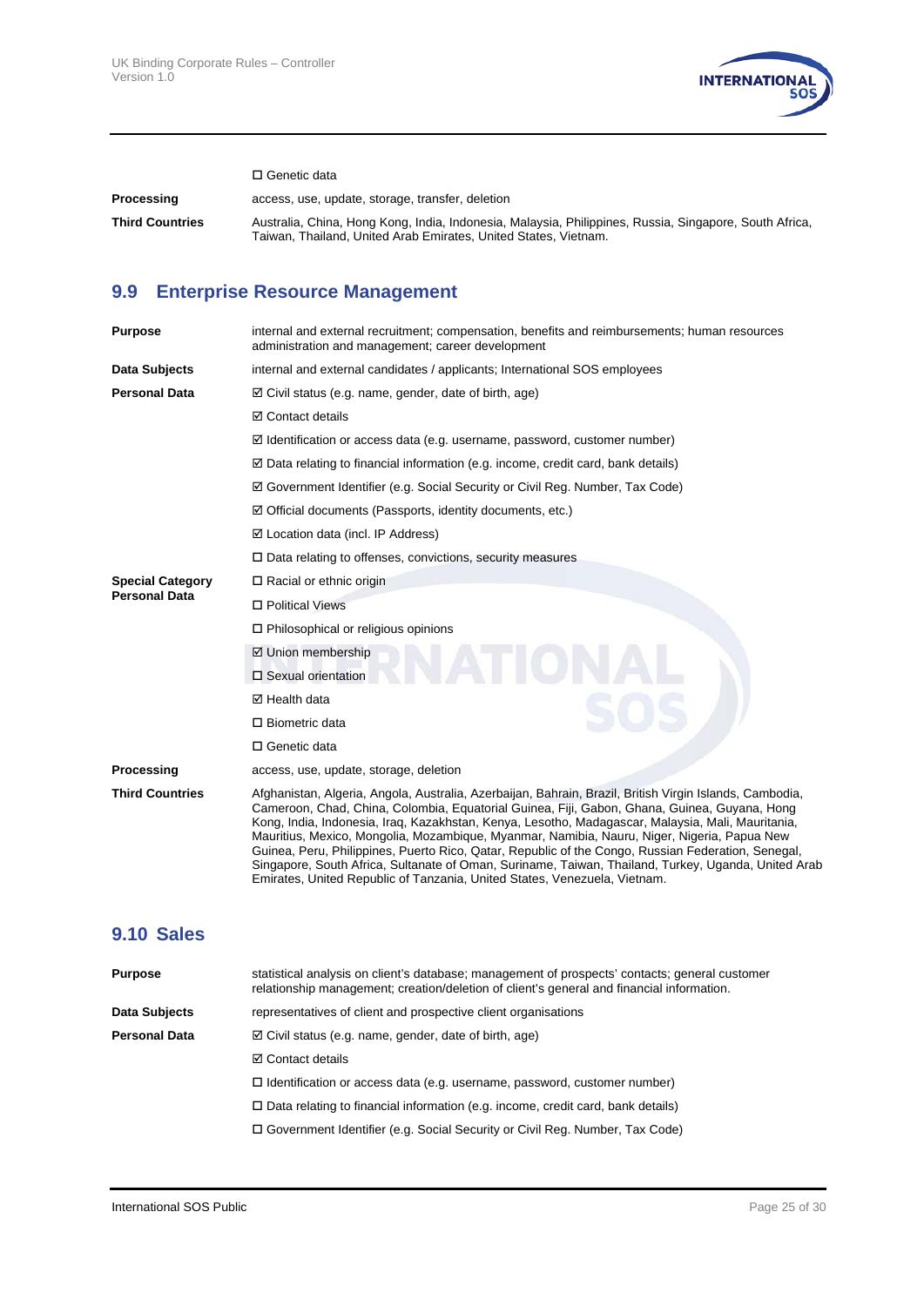| | |
|---|---|
| | ☐ Genetic data |
| **Processing** | access, use, update, storage, transfer, deletion |
| **Third Countries** | Australia, China, Hong Kong, India, Indonesia, Malaysia, Philippines, Russia, Singapore, South Africa, Taiwan, Thailand, United Arab Emirates, United States, Vietnam. |

## 9.9 Enterprise Resource Management

| | |
|---|---|
| **Purpose** | internal and external recruitment; compensation, benefits and reimbursements; human resources administration and management; career development |
| **Data Subjects** | internal and external candidates / applicants; International SOS employees |
| **Personal Data** | ☑ Civil status (e.g. name, gender, date of birth, age) |
| | ☑ Contact details |
| | ☑ Identification or access data (e.g. username, password, customer number) |
| | ☑ Data relating to financial information (e.g. income, credit card, bank details) |
| | ☑ Government Identifier (e.g. Social Security or Civil Reg. Number, Tax Code) |
| | ☑ Official documents (Passports, identity documents, etc.) |
| | ☑ Location data (incl. IP Address) |
| | ☐ Data relating to offenses, convictions, security measures |
| **Special Category Personal Data** | ☐ Racial or ethnic origin |
| | ☐ Political Views |
| | ☐ Philosophical or religious opinions |
| | ☑ Union membership |
| | ☐ Sexual orientation |
| | ☑ Health data |
| | ☐ Biometric data |
| | ☐ Genetic data |
| **Processing** | access, use, update, storage, deletion |
| **Third Countries** | Afghanistan, Algeria, Angola, Australia, Azerbaijan, Bahrain, Brazil, British Virgin Islands, Cambodia, Cameroon, Chad, China, Colombia, Equatorial Guinea, Fiji, Gabon, Ghana, Guinea, Guyana, Hong Kong, India, Indonesia, Iraq, Kazakhstan, Kenya, Lesotho, Madagascar, Malaysia, Mali, Mauritania, Mauritius, Mexico, Mongolia, Mozambique, Myanmar, Namibia, Nauru, Niger, Nigeria, Papua New Guinea, Peru, Philippines, Puerto Rico, Qatar, Republic of the Congo, Russian Federation, Senegal, Singapore, South Africa, Sultanate of Oman, Suriname, Taiwan, Thailand, Turkey, Uganda, United Arab Emirates, United Republic of Tanzania, United States, Venezuela, Vietnam. |

## 9.10 Sales

| | |
|---|---|
| **Purpose** | statistical analysis on client's database; management of prospects' contacts; general customer relationship management; creation/deletion of client's general and financial information. |
| **Data Subjects** | representatives of client and prospective client organisations |
| **Personal Data** | ☑ Civil status (e.g. name, gender, date of birth, age) |
| | ☑ Contact details |
| | ☐ Identification or access data (e.g. username, password, customer number) |
| | ☐ Data relating to financial information (e.g. income, credit card, bank details) |
| | ☐ Government Identifier (e.g. Social Security or Civil Reg. Number, Tax Code) |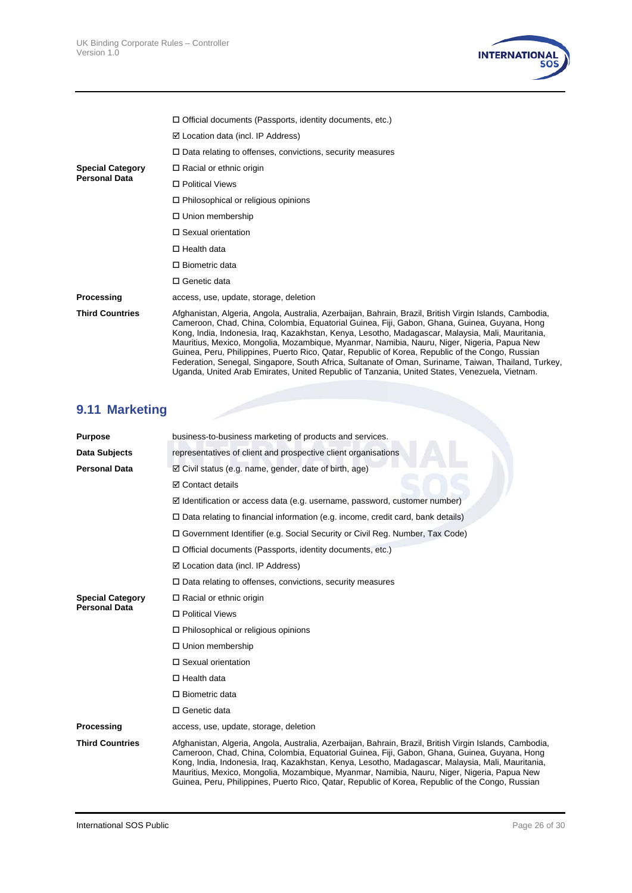| | |
|---|---|
| | ☐ Official documents (Passports, identity documents, etc.) |
| | ☑ Location data (incl. IP Address) |
| | ☐ Data relating to offenses, convictions, security measures |
| **Special Category Personal Data** | ☐ Racial or ethnic origin |
| | ☐ Political Views |
| | ☐ Philosophical or religious opinions |
| | ☐ Union membership |
| | ☐ Sexual orientation |
| | ☐ Health data |
| | ☐ Biometric data |
| | ☐ Genetic data |
| **Processing** | access, use, update, storage, deletion |
| **Third Countries** | Afghanistan, Algeria, Angola, Australia, Azerbaijan, Bahrain, Brazil, British Virgin Islands, Cambodia, Cameroon, Chad, China, Colombia, Equatorial Guinea, Fiji, Gabon, Ghana, Guinea, Guyana, Hong Kong, India, Indonesia, Iraq, Kazakhstan, Kenya, Lesotho, Madagascar, Malaysia, Mali, Mauritania, Mauritius, Mexico, Mongolia, Mozambique, Myanmar, Namibia, Nauru, Niger, Nigeria, Papua New Guinea, Peru, Philippines, Puerto Rico, Qatar, Republic of Korea, Republic of the Congo, Russian Federation, Senegal, Singapore, South Africa, Sultanate of Oman, Suriname, Taiwan, Thailand, Turkey, Uganda, United Arab Emirates, United Republic of Tanzania, United States, Venezuela, Vietnam. |

## 9.11 Marketing

| | |
|---|---|
| **Purpose** | business-to-business marketing of products and services. |
| **Data Subjects** | representatives of client and prospective client organisations |
| **Personal Data** | ☑ Civil status (e.g. name, gender, date of birth, age) |
| | ☑ Contact details |
| | ☑ Identification or access data (e.g. username, password, customer number) |
| | ☐ Data relating to financial information (e.g. income, credit card, bank details) |
| | ☐ Government Identifier (e.g. Social Security or Civil Reg. Number, Tax Code) |
| | ☐ Official documents (Passports, identity documents, etc.) |
| | ☑ Location data (incl. IP Address) |
| | ☐ Data relating to offenses, convictions, security measures |
| **Special Category Personal Data** | ☐ Racial or ethnic origin |
| | ☐ Political Views |
| | ☐ Philosophical or religious opinions |
| | ☐ Union membership |
| | ☐ Sexual orientation |
| | ☐ Health data |
| | ☐ Biometric data |
| | ☐ Genetic data |
| **Processing** | access, use, update, storage, deletion |
| **Third Countries** | Afghanistan, Algeria, Angola, Australia, Azerbaijan, Bahrain, Brazil, British Virgin Islands, Cambodia, Cameroon, Chad, China, Colombia, Equatorial Guinea, Fiji, Gabon, Ghana, Guinea, Guyana, Hong Kong, India, Indonesia, Iraq, Kazakhstan, Kenya, Lesotho, Madagascar, Malaysia, Mali, Mauritania, Mauritius, Mexico, Mongolia, Mozambique, Myanmar, Namibia, Nauru, Niger, Nigeria, Papua New Guinea, Peru, Philippines, Puerto Rico, Qatar, Republic of Korea, Republic of the Congo, Russian |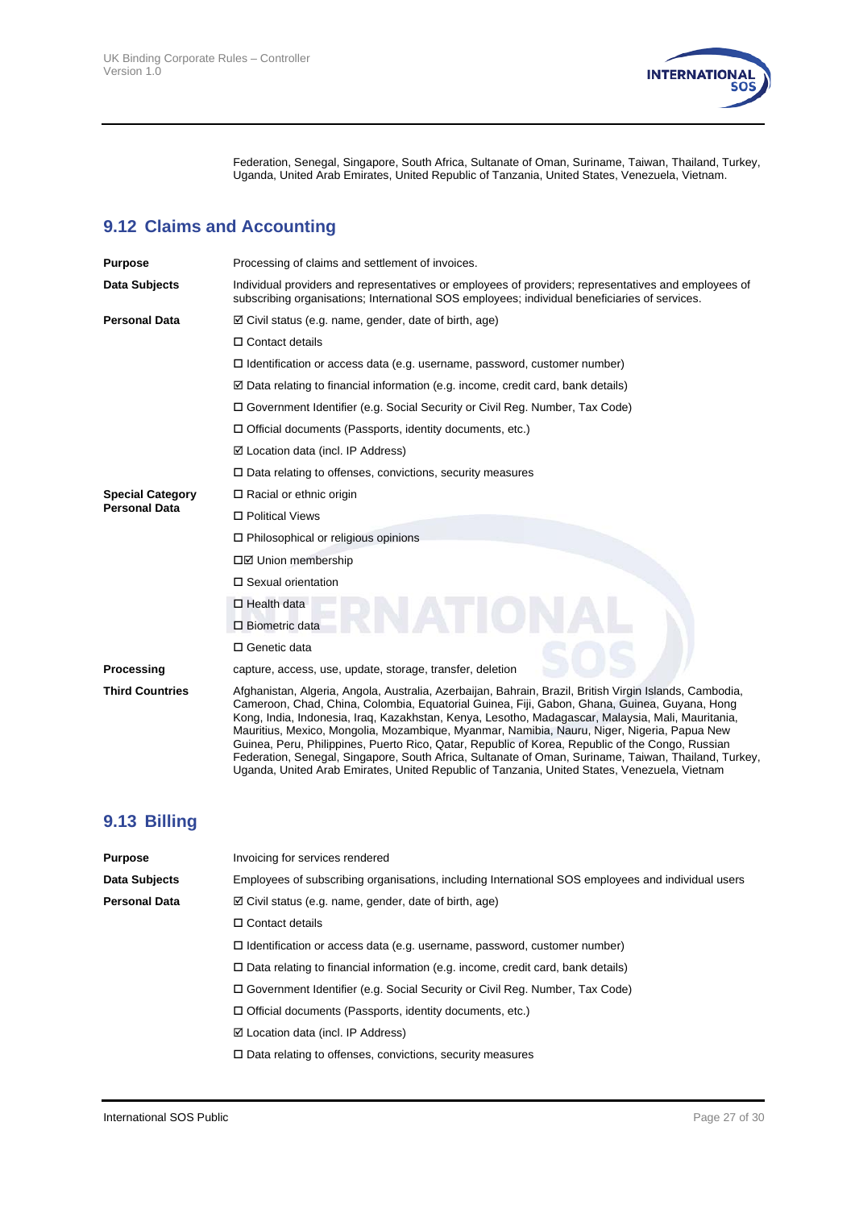Federation, Senegal, Singapore, South Africa, Sultanate of Oman, Suriname, Taiwan, Thailand, Turkey, Uganda, United Arab Emirates, United Republic of Tanzania, United States, Venezuela, Vietnam.

## 9.12 Claims and Accounting

| | |
|---|---|
| **Purpose** | Processing of claims and settlement of invoices. |
| **Data Subjects** | Individual providers and representatives or employees of providers; representatives and employees of subscribing organisations; International SOS employees; individual beneficiaries of services. |
| **Personal Data** | ☑ Civil status (e.g. name, gender, date of birth, age) |
| | ☐ Contact details |
| | ☐ Identification or access data (e.g. username, password, customer number) |
| | ☑ Data relating to financial information (e.g. income, credit card, bank details) |
| | ☐ Government Identifier (e.g. Social Security or Civil Reg. Number, Tax Code) |
| | ☐ Official documents (Passports, identity documents, etc.) |
| | ☑ Location data (incl. IP Address) |
| | ☐ Data relating to offenses, convictions, security measures |
| **Special Category Personal Data** | ☐ Racial or ethnic origin |
| | ☐ Political Views |
| | ☐ Philosophical or religious opinions |
| | ☐☑ Union membership |
| | ☐ Sexual orientation |
| | ☐ Health data |
| | ☐ Biometric data |
| | ☐ Genetic data |
| **Processing** | capture, access, use, update, storage, transfer, deletion |
| **Third Countries** | Afghanistan, Algeria, Angola, Australia, Azerbaijan, Bahrain, Brazil, British Virgin Islands, Cambodia, Cameroon, Chad, China, Colombia, Equatorial Guinea, Fiji, Gabon, Ghana, Guinea, Guyana, Hong Kong, India, Indonesia, Iraq, Kazakhstan, Kenya, Lesotho, Madagascar, Malaysia, Mali, Mauritania, Mauritius, Mexico, Mongolia, Mozambique, Myanmar, Namibia, Nauru, Niger, Nigeria, Papua New Guinea, Peru, Philippines, Puerto Rico, Qatar, Republic of Korea, Republic of the Congo, Russian Federation, Senegal, Singapore, South Africa, Sultanate of Oman, Suriname, Taiwan, Thailand, Turkey, Uganda, United Arab Emirates, United Republic of Tanzania, United States, Venezuela, Vietnam |

## 9.13 Billing

| | |
|---|---|
| **Purpose** | Invoicing for services rendered |
| **Data Subjects** | Employees of subscribing organisations, including International SOS employees and individual users |
| **Personal Data** | ☑ Civil status (e.g. name, gender, date of birth, age) |
| | ☐ Contact details |
| | ☐ Identification or access data (e.g. username, password, customer number) |
| | ☐ Data relating to financial information (e.g. income, credit card, bank details) |
| | ☐ Government Identifier (e.g. Social Security or Civil Reg. Number, Tax Code) |
| | ☐ Official documents (Passports, identity documents, etc.) |
| | ☑ Location data (incl. IP Address) |
| | ☐ Data relating to offenses, convictions, security measures |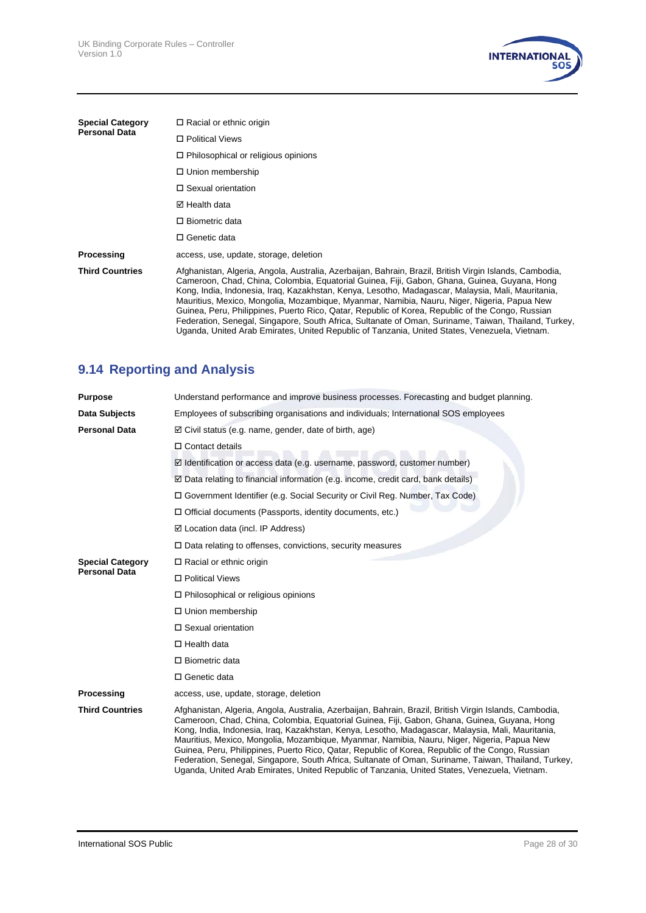| | |
|---|---|
| **Special Category Personal Data** | ☐ Racial or ethnic origin<br>☐ Political Views<br>☐ Philosophical or religious opinions<br>☐ Union membership<br>☐ Sexual orientation<br>☑ Health data<br>☐ Biometric data<br>☐ Genetic data |
| **Processing** | access, use, update, storage, deletion |
| **Third Countries** | Afghanistan, Algeria, Angola, Australia, Azerbaijan, Bahrain, Brazil, British Virgin Islands, Cambodia, Cameroon, Chad, China, Colombia, Equatorial Guinea, Fiji, Gabon, Ghana, Guinea, Guyana, Hong Kong, India, Indonesia, Iraq, Kazakhstan, Kenya, Lesotho, Madagascar, Malaysia, Mali, Mauritania, Mauritius, Mexico, Mongolia, Mozambique, Myanmar, Namibia, Nauru, Niger, Nigeria, Papua New Guinea, Peru, Philippines, Puerto Rico, Qatar, Republic of Korea, Republic of the Congo, Russian Federation, Senegal, Singapore, South Africa, Sultanate of Oman, Suriname, Taiwan, Thailand, Turkey, Uganda, United Arab Emirates, United Republic of Tanzania, United States, Venezuela, Vietnam. |

## 9.14 Reporting and Analysis

| | |
|---|---|
| **Purpose** | Understand performance and improve business processes. Forecasting and budget planning. |
| **Data Subjects** | Employees of subscribing organisations and individuals; International SOS employees |
| **Personal Data** | ☑ Civil status (e.g. name, gender, date of birth, age)<br>☐ Contact details<br>☑ Identification or access data (e.g. username, password, customer number)<br>☑ Data relating to financial information (e.g. income, credit card, bank details)<br>☐ Government Identifier (e.g. Social Security or Civil Reg. Number, Tax Code)<br>☐ Official documents (Passports, identity documents, etc.)<br>☑ Location data (incl. IP Address)<br>☐ Data relating to offenses, convictions, security measures |
| **Special Category Personal Data** | ☐ Racial or ethnic origin<br>☐ Political Views<br>☐ Philosophical or religious opinions<br>☐ Union membership<br>☐ Sexual orientation<br>☐ Health data<br>☐ Biometric data<br>☐ Genetic data |
| **Processing** | access, use, update, storage, deletion |
| **Third Countries** | Afghanistan, Algeria, Angola, Australia, Azerbaijan, Bahrain, Brazil, British Virgin Islands, Cambodia, Cameroon, Chad, China, Colombia, Equatorial Guinea, Fiji, Gabon, Ghana, Guinea, Guyana, Hong Kong, India, Indonesia, Iraq, Kazakhstan, Kenya, Lesotho, Madagascar, Malaysia, Mali, Mauritania, Mauritius, Mexico, Mongolia, Mozambique, Myanmar, Namibia, Nauru, Niger, Nigeria, Papua New Guinea, Peru, Philippines, Puerto Rico, Qatar, Republic of Korea, Republic of the Congo, Russian Federation, Senegal, Singapore, South Africa, Sultanate of Oman, Suriname, Taiwan, Thailand, Turkey, Uganda, United Arab Emirates, United Republic of Tanzania, United States, Venezuela, Vietnam. |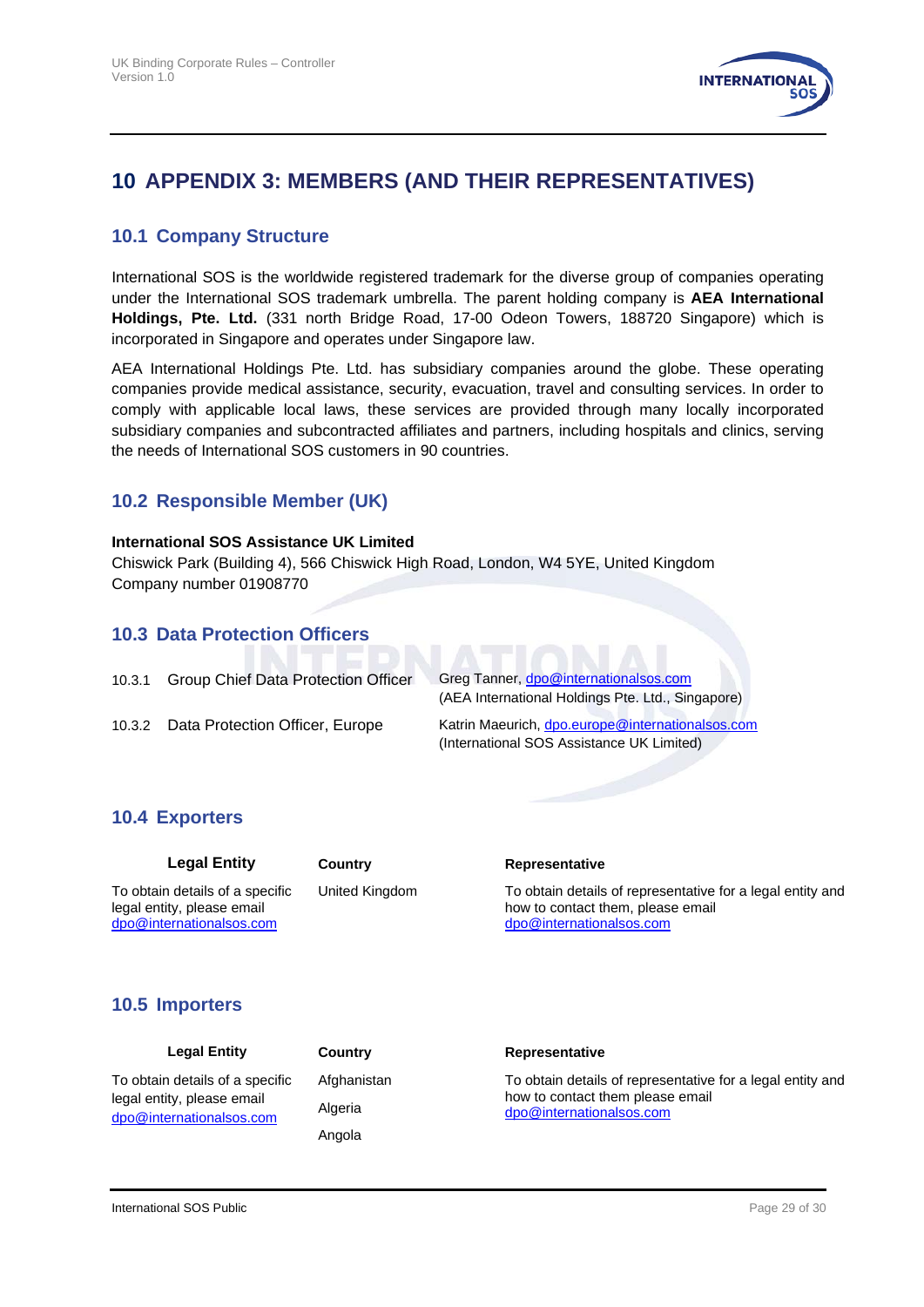# 10 APPENDIX 3: MEMBERS (AND THEIR REPRESENTATIVES)

## 10.1 Company Structure

International SOS is the worldwide registered trademark for the diverse group of companies operating under the International SOS trademark umbrella. The parent holding company is **AEA International Holdings, Pte. Ltd.** (331 north Bridge Road, 17-00 Odeon Towers, 188720 Singapore) which is incorporated in Singapore and operates under Singapore law.

AEA International Holdings Pte. Ltd. has subsidiary companies around the globe. These operating companies provide medical assistance, security, evacuation, travel and consulting services. In order to comply with applicable local laws, these services are provided through many locally incorporated subsidiary companies and subcontracted affiliates and partners, including hospitals and clinics, serving the needs of International SOS customers in 90 countries.

## 10.2 Responsible Member (UK)

**International SOS Assistance UK Limited**
Chiswick Park (Building 4), 566 Chiswick High Road, London, W4 5YE, United Kingdom
Company number 01908770

## 10.3 Data Protection Officers

10.3.1 Group Chief Data Protection Officer — Greg Tanner, dpo@internationalsos.com
(AEA International Holdings Pte. Ltd., Singapore)

10.3.2 Data Protection Officer, Europe — Katrin Maeurich, dpo.europe@internationalsos.com
(International SOS Assistance UK Limited)

## 10.4 Exporters

| Legal Entity | Country | Representative |
|---|---|---|
| To obtain details of a specific legal entity, please email dpo@internationalsos.com | United Kingdom | To obtain details of representative for a legal entity and how to contact them, please email dpo@internationalsos.com |

## 10.5 Importers

| Legal Entity | Country | Representative |
|---|---|---|
| To obtain details of a specific legal entity, please email dpo@internationalsos.com | Afghanistan<br>Algeria<br>Angola | To obtain details of representative for a legal entity and how to contact them please email dpo@internationalsos.com |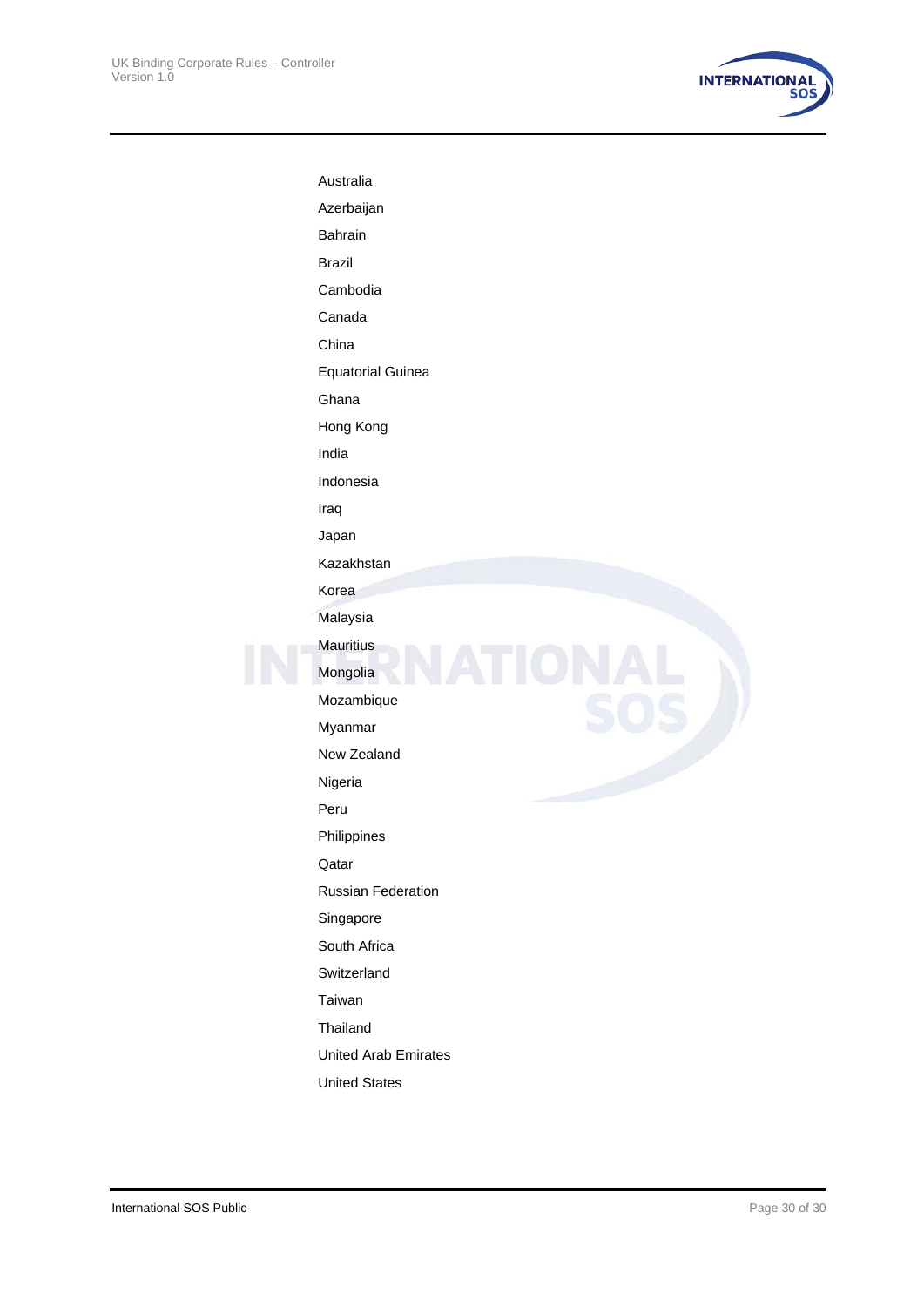Australia

Azerbaijan

Bahrain

Brazil

Cambodia

Canada

China

Equatorial Guinea

Ghana

Hong Kong

India

Indonesia

Iraq

Japan

Kazakhstan

Korea

Malaysia

Mauritius

Mongolia

Mozambique

Myanmar

New Zealand

Nigeria

Peru

Philippines

Qatar

Russian Federation

Singapore

South Africa

Switzerland

Taiwan

Thailand

United Arab Emirates

United States